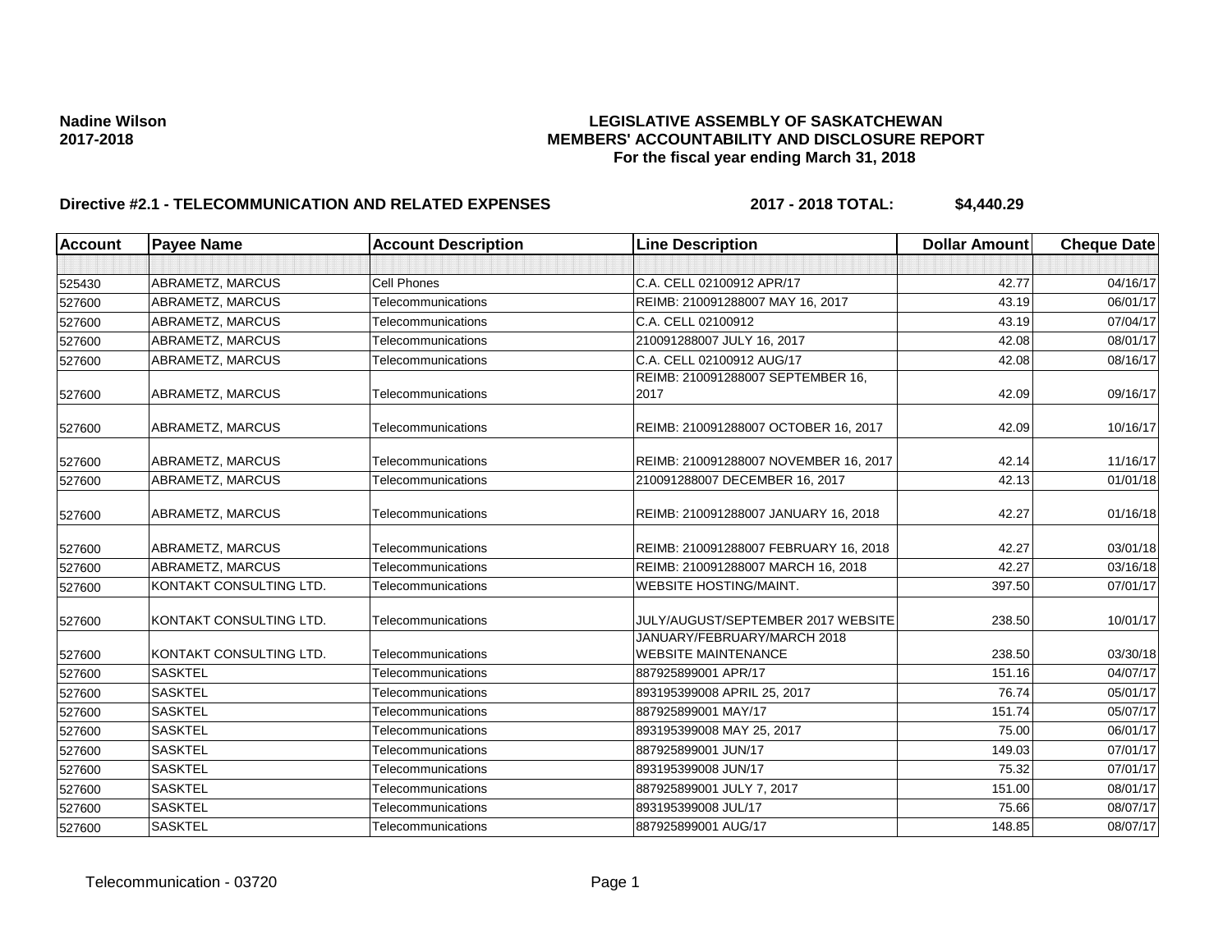**Nadine Wilson**
**2017-2018**

**LEGISLATIVE ASSEMBLY OF SASKATCHEWAN**
**MEMBERS' ACCOUNTABILITY AND DISCLOSURE REPORT**
**For the fiscal year ending March 31, 2018**

**Directive #2.1 - TELECOMMUNICATION AND RELATED EXPENSES** **2017 - 2018 TOTAL: $4,440.29**

| Account | Payee Name | Account Description | Line Description | Dollar Amount | Cheque Date |
|---|---|---|---|---|---|
| | | | | | |
| 525430 | ABRAMETZ, MARCUS | Cell Phones | C.A. CELL 02100912 APR/17 | 42.77 | 04/16/17 |
| 527600 | ABRAMETZ, MARCUS | Telecommunications | REIMB: 210091288007 MAY 16, 2017 | 43.19 | 06/01/17 |
| 527600 | ABRAMETZ, MARCUS | Telecommunications | C.A. CELL 02100912 | 43.19 | 07/04/17 |
| 527600 | ABRAMETZ, MARCUS | Telecommunications | 210091288007 JULY 16, 2017 | 42.08 | 08/01/17 |
| 527600 | ABRAMETZ, MARCUS | Telecommunications | C.A. CELL 02100912 AUG/17 | 42.08 | 08/16/17 |
| 527600 | ABRAMETZ, MARCUS | Telecommunications | REIMB: 210091288007 SEPTEMBER 16, 2017 | 42.09 | 09/16/17 |
| 527600 | ABRAMETZ, MARCUS | Telecommunications | REIMB: 210091288007 OCTOBER 16, 2017 | 42.09 | 10/16/17 |
| 527600 | ABRAMETZ, MARCUS | Telecommunications | REIMB: 210091288007 NOVEMBER 16, 2017 | 42.14 | 11/16/17 |
| 527600 | ABRAMETZ, MARCUS | Telecommunications | 210091288007 DECEMBER 16, 2017 | 42.13 | 01/01/18 |
| 527600 | ABRAMETZ, MARCUS | Telecommunications | REIMB: 210091288007 JANUARY 16, 2018 | 42.27 | 01/16/18 |
| 527600 | ABRAMETZ, MARCUS | Telecommunications | REIMB: 210091288007 FEBRUARY 16, 2018 | 42.27 | 03/01/18 |
| 527600 | ABRAMETZ, MARCUS | Telecommunications | REIMB: 210091288007 MARCH 16, 2018 | 42.27 | 03/16/18 |
| 527600 | KONTAKT CONSULTING LTD. | Telecommunications | WEBSITE HOSTING/MAINT. | 397.50 | 07/01/17 |
| 527600 | KONTAKT CONSULTING LTD. | Telecommunications | JULY/AUGUST/SEPTEMBER 2017 WEBSITE | 238.50 | 10/01/17 |
| 527600 | KONTAKT CONSULTING LTD. | Telecommunications | JANUARY/FEBRUARY/MARCH 2018 WEBSITE MAINTENANCE | 238.50 | 03/30/18 |
| 527600 | SASKTEL | Telecommunications | 887925899001 APR/17 | 151.16 | 04/07/17 |
| 527600 | SASKTEL | Telecommunications | 893195399008 APRIL 25, 2017 | 76.74 | 05/01/17 |
| 527600 | SASKTEL | Telecommunications | 887925899001 MAY/17 | 151.74 | 05/07/17 |
| 527600 | SASKTEL | Telecommunications | 893195399008 MAY 25, 2017 | 75.00 | 06/01/17 |
| 527600 | SASKTEL | Telecommunications | 887925899001 JUN/17 | 149.03 | 07/01/17 |
| 527600 | SASKTEL | Telecommunications | 893195399008 JUN/17 | 75.32 | 07/01/17 |
| 527600 | SASKTEL | Telecommunications | 887925899001 JULY 7, 2017 | 151.00 | 08/01/17 |
| 527600 | SASKTEL | Telecommunications | 893195399008 JUL/17 | 75.66 | 08/07/17 |
| 527600 | SASKTEL | Telecommunications | 887925899001 AUG/17 | 148.85 | 08/07/17 |

Telecommunication - 03720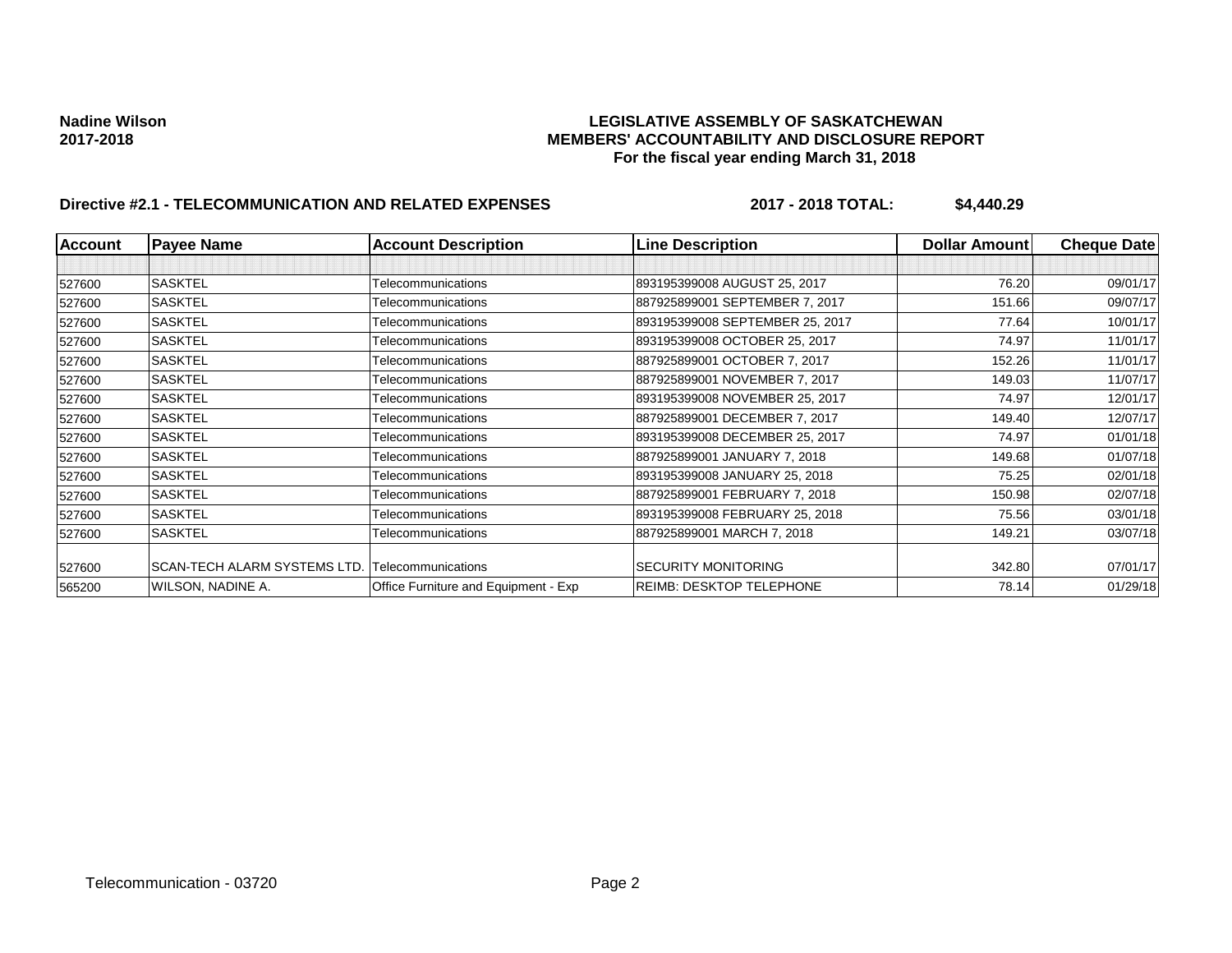**Nadine Wilson**
**2017-2018**

**LEGISLATIVE ASSEMBLY OF SASKATCHEWAN**
**MEMBERS' ACCOUNTABILITY AND DISCLOSURE REPORT**
**For the fiscal year ending March 31, 2018**

**Directive #2.1 - TELECOMMUNICATION AND RELATED EXPENSES** **2017 - 2018 TOTAL: $4,440.29**

| Account | Payee Name | Account Description | Line Description | Dollar Amount | Cheque Date |
|---|---|---|---|---|---|
| | | | | | |
| 527600 | SASKTEL | Telecommunications | 893195399008 AUGUST 25, 2017 | 76.20 | 09/01/17 |
| 527600 | SASKTEL | Telecommunications | 887925899001 SEPTEMBER 7, 2017 | 151.66 | 09/07/17 |
| 527600 | SASKTEL | Telecommunications | 893195399008 SEPTEMBER 25, 2017 | 77.64 | 10/01/17 |
| 527600 | SASKTEL | Telecommunications | 893195399008 OCTOBER 25, 2017 | 74.97 | 11/01/17 |
| 527600 | SASKTEL | Telecommunications | 887925899001 OCTOBER 7, 2017 | 152.26 | 11/01/17 |
| 527600 | SASKTEL | Telecommunications | 887925899001 NOVEMBER 7, 2017 | 149.03 | 11/07/17 |
| 527600 | SASKTEL | Telecommunications | 893195399008 NOVEMBER 25, 2017 | 74.97 | 12/01/17 |
| 527600 | SASKTEL | Telecommunications | 887925899001 DECEMBER 7, 2017 | 149.40 | 12/07/17 |
| 527600 | SASKTEL | Telecommunications | 893195399008 DECEMBER 25, 2017 | 74.97 | 01/01/18 |
| 527600 | SASKTEL | Telecommunications | 887925899001 JANUARY 7, 2018 | 149.68 | 01/07/18 |
| 527600 | SASKTEL | Telecommunications | 893195399008 JANUARY 25, 2018 | 75.25 | 02/01/18 |
| 527600 | SASKTEL | Telecommunications | 887925899001 FEBRUARY 7, 2018 | 150.98 | 02/07/18 |
| 527600 | SASKTEL | Telecommunications | 893195399008 FEBRUARY 25, 2018 | 75.56 | 03/01/18 |
| 527600 | SASKTEL | Telecommunications | 887925899001 MARCH 7, 2018 | 149.21 | 03/07/18 |
| 527600 | SCAN-TECH ALARM SYSTEMS LTD. | Telecommunications | SECURITY MONITORING | 342.80 | 07/01/17 |
| 565200 | WILSON, NADINE A. | Office Furniture and Equipment - Exp | REIMB: DESKTOP TELEPHONE | 78.14 | 01/29/18 |

Telecommunication - 03720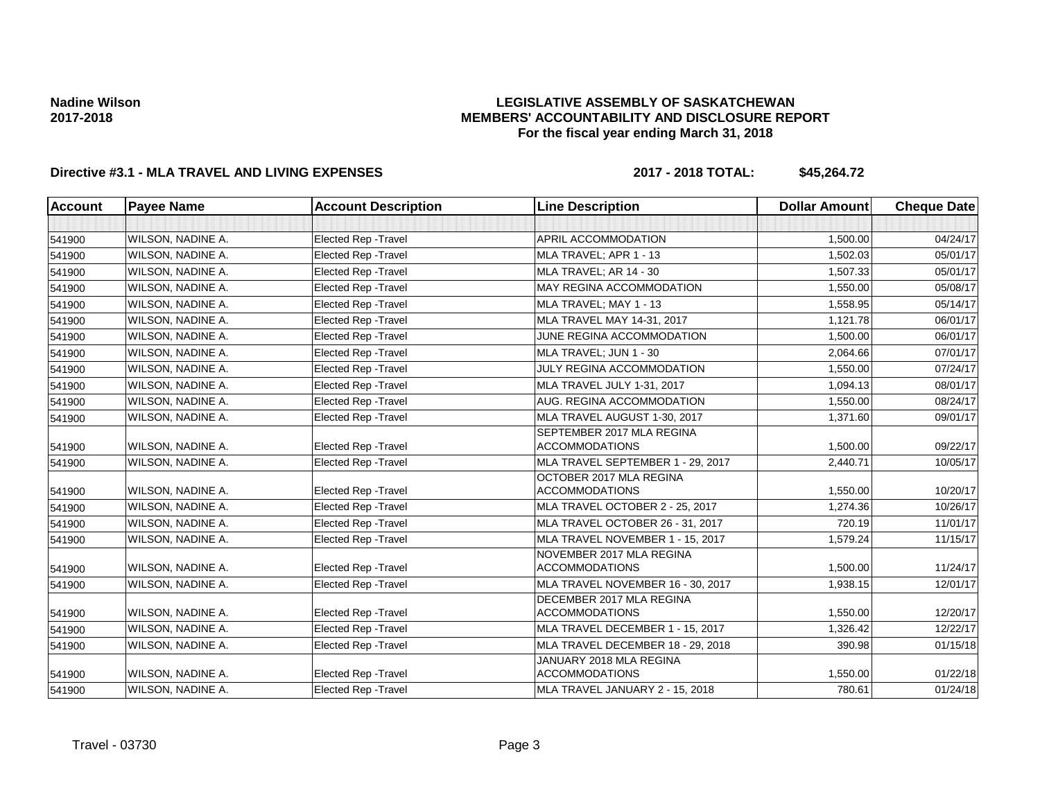**Nadine Wilson**
**2017-2018**

**LEGISLATIVE ASSEMBLY OF SASKATCHEWAN**
**MEMBERS' ACCOUNTABILITY AND DISCLOSURE REPORT**
**For the fiscal year ending March 31, 2018**

**Directive #3.1 - MLA TRAVEL AND LIVING EXPENSES** **2017 - 2018 TOTAL: $45,264.72**

| Account | Payee Name | Account Description | Line Description | Dollar Amount | Cheque Date |
|---|---|---|---|---|---|
| | | | | | |
| 541900 | WILSON, NADINE A. | Elected Rep -Travel | APRIL ACCOMMODATION | 1,500.00 | 04/24/17 |
| 541900 | WILSON, NADINE A. | Elected Rep -Travel | MLA TRAVEL; APR 1 - 13 | 1,502.03 | 05/01/17 |
| 541900 | WILSON, NADINE A. | Elected Rep -Travel | MLA TRAVEL; AR 14 - 30 | 1,507.33 | 05/01/17 |
| 541900 | WILSON, NADINE A. | Elected Rep -Travel | MAY REGINA ACCOMMODATION | 1,550.00 | 05/08/17 |
| 541900 | WILSON, NADINE A. | Elected Rep -Travel | MLA TRAVEL; MAY 1 - 13 | 1,558.95 | 05/14/17 |
| 541900 | WILSON, NADINE A. | Elected Rep -Travel | MLA TRAVEL MAY 14-31, 2017 | 1,121.78 | 06/01/17 |
| 541900 | WILSON, NADINE A. | Elected Rep -Travel | JUNE REGINA ACCOMMODATION | 1,500.00 | 06/01/17 |
| 541900 | WILSON, NADINE A. | Elected Rep -Travel | MLA TRAVEL; JUN 1 - 30 | 2,064.66 | 07/01/17 |
| 541900 | WILSON, NADINE A. | Elected Rep -Travel | JULY REGINA ACCOMMODATION | 1,550.00 | 07/24/17 |
| 541900 | WILSON, NADINE A. | Elected Rep -Travel | MLA TRAVEL JULY 1-31, 2017 | 1,094.13 | 08/01/17 |
| 541900 | WILSON, NADINE A. | Elected Rep -Travel | AUG. REGINA ACCOMMODATION | 1,550.00 | 08/24/17 |
| 541900 | WILSON, NADINE A. | Elected Rep -Travel | MLA TRAVEL AUGUST 1-30, 2017 | 1,371.60 | 09/01/17 |
| 541900 | WILSON, NADINE A. | Elected Rep -Travel | SEPTEMBER 2017 MLA REGINA ACCOMMODATIONS | 1,500.00 | 09/22/17 |
| 541900 | WILSON, NADINE A. | Elected Rep -Travel | MLA TRAVEL SEPTEMBER 1 - 29, 2017 | 2,440.71 | 10/05/17 |
| 541900 | WILSON, NADINE A. | Elected Rep -Travel | OCTOBER 2017 MLA REGINA ACCOMMODATIONS | 1,550.00 | 10/20/17 |
| 541900 | WILSON, NADINE A. | Elected Rep -Travel | MLA TRAVEL OCTOBER 2 - 25, 2017 | 1,274.36 | 10/26/17 |
| 541900 | WILSON, NADINE A. | Elected Rep -Travel | MLA TRAVEL OCTOBER 26 - 31, 2017 | 720.19 | 11/01/17 |
| 541900 | WILSON, NADINE A. | Elected Rep -Travel | MLA TRAVEL NOVEMBER 1 - 15, 2017 | 1,579.24 | 11/15/17 |
| 541900 | WILSON, NADINE A. | Elected Rep -Travel | NOVEMBER 2017 MLA REGINA ACCOMMODATIONS | 1,500.00 | 11/24/17 |
| 541900 | WILSON, NADINE A. | Elected Rep -Travel | MLA TRAVEL NOVEMBER 16 - 30, 2017 | 1,938.15 | 12/01/17 |
| 541900 | WILSON, NADINE A. | Elected Rep -Travel | DECEMBER 2017 MLA REGINA ACCOMMODATIONS | 1,550.00 | 12/20/17 |
| 541900 | WILSON, NADINE A. | Elected Rep -Travel | MLA TRAVEL DECEMBER 1 - 15, 2017 | 1,326.42 | 12/22/17 |
| 541900 | WILSON, NADINE A. | Elected Rep -Travel | MLA TRAVEL DECEMBER 18 - 29, 2018 | 390.98 | 01/15/18 |
| 541900 | WILSON, NADINE A. | Elected Rep -Travel | JANUARY 2018 MLA REGINA ACCOMMODATIONS | 1,550.00 | 01/22/18 |
| 541900 | WILSON, NADINE A. | Elected Rep -Travel | MLA TRAVEL JANUARY 2 - 15, 2018 | 780.61 | 01/24/18 |

Travel - 03730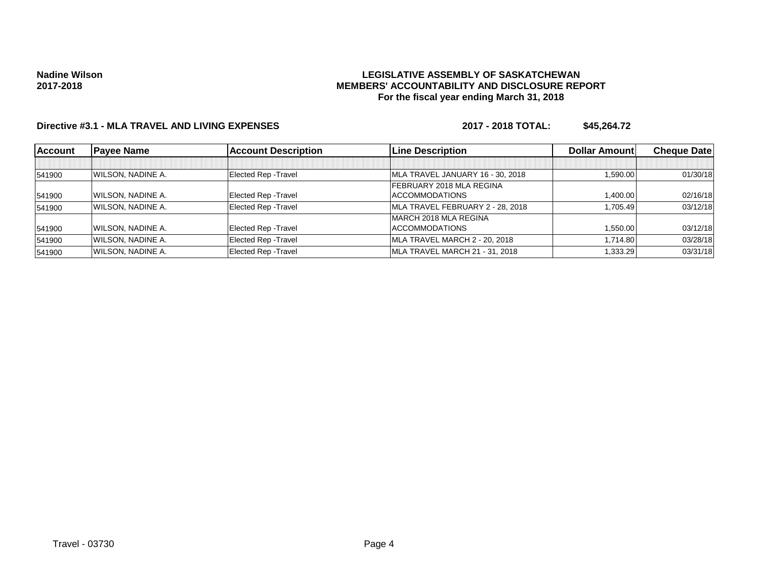**Nadine Wilson**
**2017-2018**

**LEGISLATIVE ASSEMBLY OF SASKATCHEWAN**
**MEMBERS' ACCOUNTABILITY AND DISCLOSURE REPORT**
**For the fiscal year ending March 31, 2018**

**Directive #3.1 - MLA TRAVEL AND LIVING EXPENSES** **2017 - 2018 TOTAL: $45,264.72**

| Account | Payee Name | Account Description | Line Description | Dollar Amount | Cheque Date |
|---|---|---|---|---|---|
| | | | | | |
| 541900 | WILSON, NADINE A. | Elected Rep -Travel | MLA TRAVEL JANUARY 16 - 30, 2018 | 1,590.00 | 01/30/18 |
| 541900 | WILSON, NADINE A. | Elected Rep -Travel | FEBRUARY 2018 MLA REGINA ACCOMMODATIONS | 1,400.00 | 02/16/18 |
| 541900 | WILSON, NADINE A. | Elected Rep -Travel | MLA TRAVEL FEBRUARY 2 - 28, 2018 | 1,705.49 | 03/12/18 |
| 541900 | WILSON, NADINE A. | Elected Rep -Travel | MARCH 2018 MLA REGINA ACCOMMODATIONS | 1,550.00 | 03/12/18 |
| 541900 | WILSON, NADINE A. | Elected Rep -Travel | MLA TRAVEL MARCH 2 - 20, 2018 | 1,714.80 | 03/28/18 |
| 541900 | WILSON, NADINE A. | Elected Rep -Travel | MLA TRAVEL MARCH 21 - 31, 2018 | 1,333.29 | 03/31/18 |

Travel - 03730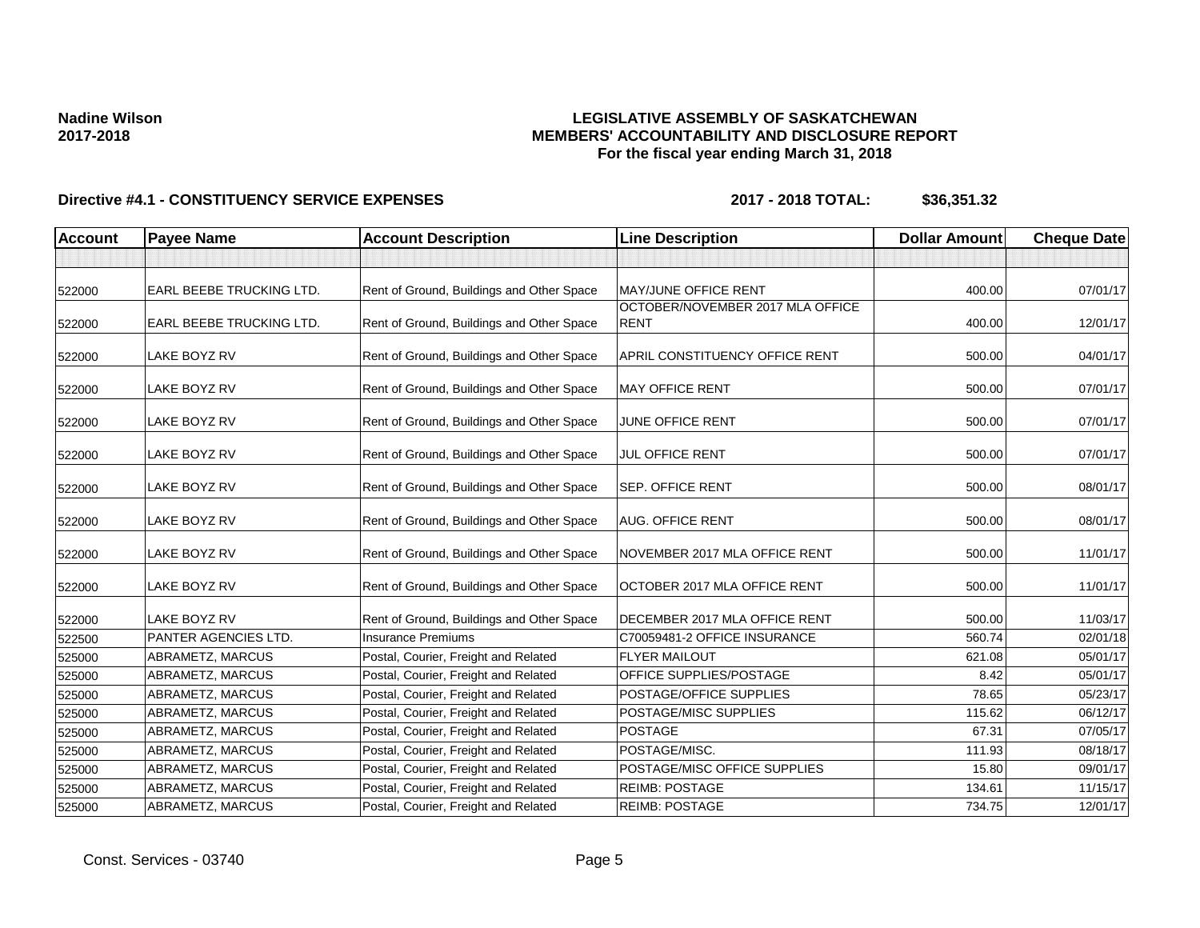**Nadine Wilson**
**2017-2018**

**LEGISLATIVE ASSEMBLY OF SASKATCHEWAN**
**MEMBERS' ACCOUNTABILITY AND DISCLOSURE REPORT**
**For the fiscal year ending March 31, 2018**

**Directive #4.1 - CONSTITUENCY SERVICE EXPENSES** **2017 - 2018 TOTAL: $36,351.32**

| Account | Payee Name | Account Description | Line Description | Dollar Amount | Cheque Date |
|---|---|---|---|---|---|
| | | | | | |
| 522000 | EARL BEEBE TRUCKING LTD. | Rent of Ground, Buildings and Other Space | MAY/JUNE OFFICE RENT | 400.00 | 07/01/17 |
| 522000 | EARL BEEBE TRUCKING LTD. | Rent of Ground, Buildings and Other Space | OCTOBER/NOVEMBER 2017 MLA OFFICE RENT | 400.00 | 12/01/17 |
| 522000 | LAKE BOYZ RV | Rent of Ground, Buildings and Other Space | APRIL CONSTITUENCY OFFICE RENT | 500.00 | 04/01/17 |
| 522000 | LAKE BOYZ RV | Rent of Ground, Buildings and Other Space | MAY OFFICE RENT | 500.00 | 07/01/17 |
| 522000 | LAKE BOYZ RV | Rent of Ground, Buildings and Other Space | JUNE OFFICE RENT | 500.00 | 07/01/17 |
| 522000 | LAKE BOYZ RV | Rent of Ground, Buildings and Other Space | JUL OFFICE RENT | 500.00 | 07/01/17 |
| 522000 | LAKE BOYZ RV | Rent of Ground, Buildings and Other Space | SEP. OFFICE RENT | 500.00 | 08/01/17 |
| 522000 | LAKE BOYZ RV | Rent of Ground, Buildings and Other Space | AUG. OFFICE RENT | 500.00 | 08/01/17 |
| 522000 | LAKE BOYZ RV | Rent of Ground, Buildings and Other Space | NOVEMBER 2017 MLA OFFICE RENT | 500.00 | 11/01/17 |
| 522000 | LAKE BOYZ RV | Rent of Ground, Buildings and Other Space | OCTOBER 2017 MLA OFFICE RENT | 500.00 | 11/01/17 |
| 522000 | LAKE BOYZ RV | Rent of Ground, Buildings and Other Space | DECEMBER 2017 MLA OFFICE RENT | 500.00 | 11/03/17 |
| 522500 | PANTER AGENCIES LTD. | Insurance Premiums | C70059481-2 OFFICE INSURANCE | 560.74 | 02/01/18 |
| 525000 | ABRAMETZ, MARCUS | Postal, Courier, Freight and Related | FLYER MAILOUT | 621.08 | 05/01/17 |
| 525000 | ABRAMETZ, MARCUS | Postal, Courier, Freight and Related | OFFICE SUPPLIES/POSTAGE | 8.42 | 05/01/17 |
| 525000 | ABRAMETZ, MARCUS | Postal, Courier, Freight and Related | POSTAGE/OFFICE SUPPLIES | 78.65 | 05/23/17 |
| 525000 | ABRAMETZ, MARCUS | Postal, Courier, Freight and Related | POSTAGE/MISC SUPPLIES | 115.62 | 06/12/17 |
| 525000 | ABRAMETZ, MARCUS | Postal, Courier, Freight and Related | POSTAGE | 67.31 | 07/05/17 |
| 525000 | ABRAMETZ, MARCUS | Postal, Courier, Freight and Related | POSTAGE/MISC. | 111.93 | 08/18/17 |
| 525000 | ABRAMETZ, MARCUS | Postal, Courier, Freight and Related | POSTAGE/MISC OFFICE SUPPLIES | 15.80 | 09/01/17 |
| 525000 | ABRAMETZ, MARCUS | Postal, Courier, Freight and Related | REIMB: POSTAGE | 134.61 | 11/15/17 |
| 525000 | ABRAMETZ, MARCUS | Postal, Courier, Freight and Related | REIMB: POSTAGE | 734.75 | 12/01/17 |

Const. Services - 03740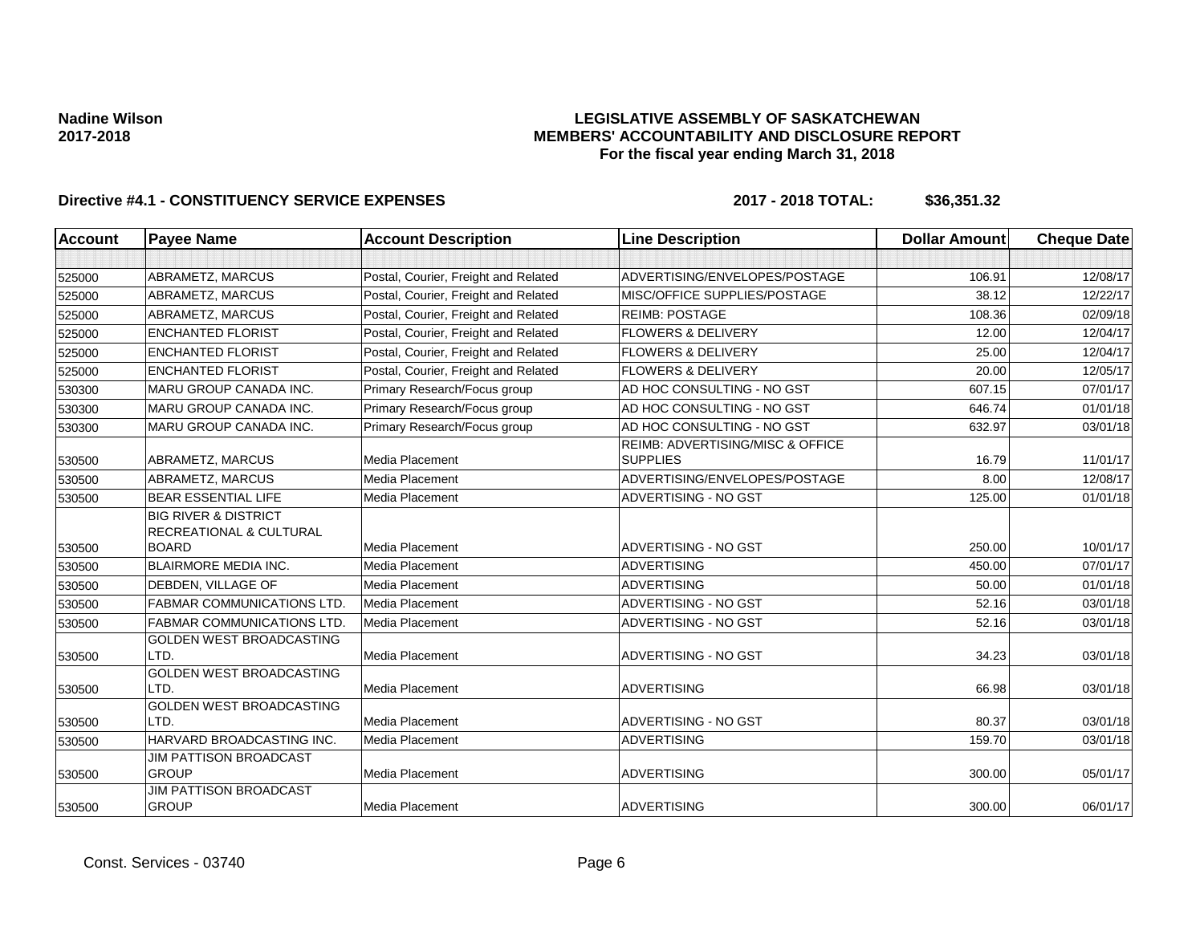**Nadine Wilson**
**2017-2018**

**LEGISLATIVE ASSEMBLY OF SASKATCHEWAN**
**MEMBERS' ACCOUNTABILITY AND DISCLOSURE REPORT**
**For the fiscal year ending March 31, 2018**

**Directive #4.1 - CONSTITUENCY SERVICE EXPENSES** **2017 - 2018 TOTAL: $36,351.32**

| Account | Payee Name | Account Description | Line Description | Dollar Amount | Cheque Date |
|---|---|---|---|---|---|
| | | | | | |
| 525000 | ABRAMETZ, MARCUS | Postal, Courier, Freight and Related | ADVERTISING/ENVELOPES/POSTAGE | 106.91 | 12/08/17 |
| 525000 | ABRAMETZ, MARCUS | Postal, Courier, Freight and Related | MISC/OFFICE SUPPLIES/POSTAGE | 38.12 | 12/22/17 |
| 525000 | ABRAMETZ, MARCUS | Postal, Courier, Freight and Related | REIMB: POSTAGE | 108.36 | 02/09/18 |
| 525000 | ENCHANTED FLORIST | Postal, Courier, Freight and Related | FLOWERS & DELIVERY | 12.00 | 12/04/17 |
| 525000 | ENCHANTED FLORIST | Postal, Courier, Freight and Related | FLOWERS & DELIVERY | 25.00 | 12/04/17 |
| 525000 | ENCHANTED FLORIST | Postal, Courier, Freight and Related | FLOWERS & DELIVERY | 20.00 | 12/05/17 |
| 530300 | MARU GROUP CANADA INC. | Primary Research/Focus group | AD HOC CONSULTING - NO GST | 607.15 | 07/01/17 |
| 530300 | MARU GROUP CANADA INC. | Primary Research/Focus group | AD HOC CONSULTING - NO GST | 646.74 | 01/01/18 |
| 530300 | MARU GROUP CANADA INC. | Primary Research/Focus group | AD HOC CONSULTING - NO GST | 632.97 | 03/01/18 |
| 530500 | ABRAMETZ, MARCUS | Media Placement | REIMB: ADVERTISING/MISC & OFFICE SUPPLIES | 16.79 | 11/01/17 |
| 530500 | ABRAMETZ, MARCUS | Media Placement | ADVERTISING/ENVELOPES/POSTAGE | 8.00 | 12/08/17 |
| 530500 | BEAR ESSENTIAL LIFE | Media Placement | ADVERTISING - NO GST | 125.00 | 01/01/18 |
| 530500 | BIG RIVER & DISTRICT RECREATIONAL & CULTURAL BOARD | Media Placement | ADVERTISING - NO GST | 250.00 | 10/01/17 |
| 530500 | BLAIRMORE MEDIA INC. | Media Placement | ADVERTISING | 450.00 | 07/01/17 |
| 530500 | DEBDEN, VILLAGE OF | Media Placement | ADVERTISING | 50.00 | 01/01/18 |
| 530500 | FABMAR COMMUNICATIONS LTD. | Media Placement | ADVERTISING - NO GST | 52.16 | 03/01/18 |
| 530500 | FABMAR COMMUNICATIONS LTD. | Media Placement | ADVERTISING - NO GST | 52.16 | 03/01/18 |
| 530500 | GOLDEN WEST BROADCASTING LTD. | Media Placement | ADVERTISING - NO GST | 34.23 | 03/01/18 |
| 530500 | GOLDEN WEST BROADCASTING LTD. | Media Placement | ADVERTISING | 66.98 | 03/01/18 |
| 530500 | GOLDEN WEST BROADCASTING LTD. | Media Placement | ADVERTISING - NO GST | 80.37 | 03/01/18 |
| 530500 | HARVARD BROADCASTING INC. | Media Placement | ADVERTISING | 159.70 | 03/01/18 |
| 530500 | JIM PATTISON BROADCAST GROUP | Media Placement | ADVERTISING | 300.00 | 05/01/17 |
| 530500 | JIM PATTISON BROADCAST GROUP | Media Placement | ADVERTISING | 300.00 | 06/01/17 |

Const. Services - 03740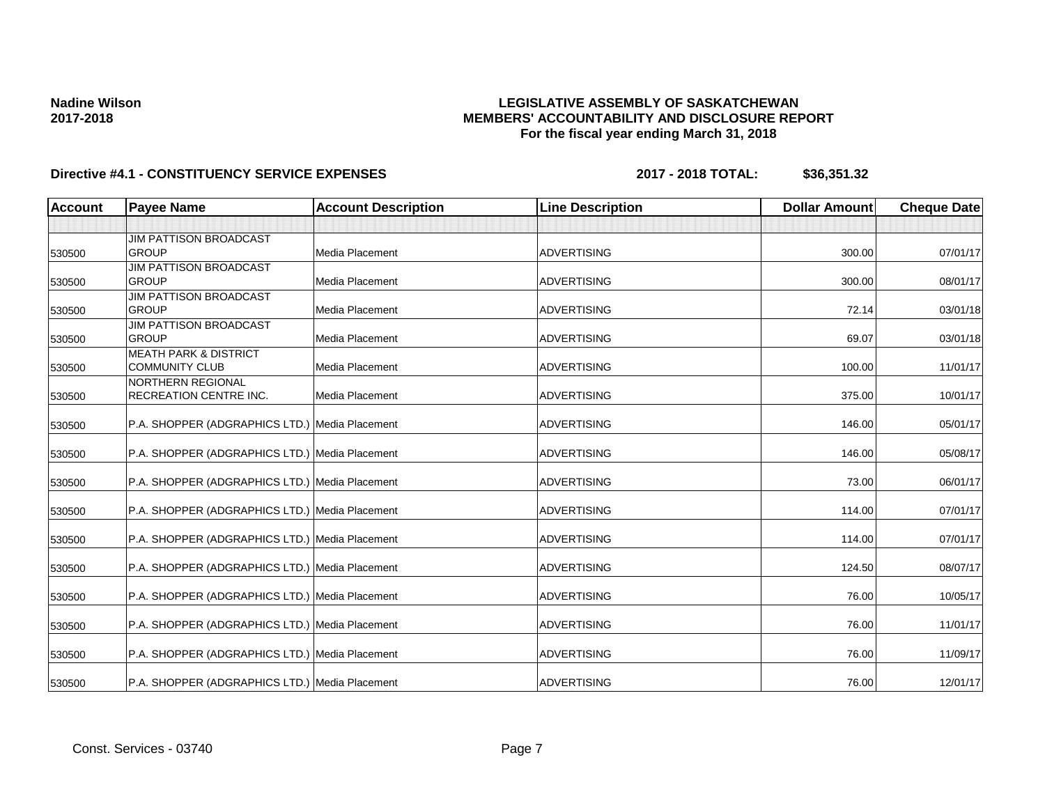**Nadine Wilson**
**2017-2018**

**LEGISLATIVE ASSEMBLY OF SASKATCHEWAN**
**MEMBERS' ACCOUNTABILITY AND DISCLOSURE REPORT**
**For the fiscal year ending March 31, 2018**

**Directive #4.1 - CONSTITUENCY SERVICE EXPENSES** **2017 - 2018 TOTAL: $36,351.32**

| Account | Payee Name | Account Description | Line Description | Dollar Amount | Cheque Date |
|---|---|---|---|---|---|
| | | | | | |
| 530500 | JIM PATTISON BROADCAST GROUP | Media Placement | ADVERTISING | 300.00 | 07/01/17 |
| 530500 | JIM PATTISON BROADCAST GROUP | Media Placement | ADVERTISING | 300.00 | 08/01/17 |
| 530500 | JIM PATTISON BROADCAST GROUP | Media Placement | ADVERTISING | 72.14 | 03/01/18 |
| 530500 | JIM PATTISON BROADCAST GROUP | Media Placement | ADVERTISING | 69.07 | 03/01/18 |
| 530500 | MEATH PARK & DISTRICT COMMUNITY CLUB | Media Placement | ADVERTISING | 100.00 | 11/01/17 |
| 530500 | NORTHERN REGIONAL RECREATION CENTRE INC. | Media Placement | ADVERTISING | 375.00 | 10/01/17 |
| 530500 | P.A. SHOPPER (ADGRAPHICS LTD.) | Media Placement | ADVERTISING | 146.00 | 05/01/17 |
| 530500 | P.A. SHOPPER (ADGRAPHICS LTD.) | Media Placement | ADVERTISING | 146.00 | 05/08/17 |
| 530500 | P.A. SHOPPER (ADGRAPHICS LTD.) | Media Placement | ADVERTISING | 73.00 | 06/01/17 |
| 530500 | P.A. SHOPPER (ADGRAPHICS LTD.) | Media Placement | ADVERTISING | 114.00 | 07/01/17 |
| 530500 | P.A. SHOPPER (ADGRAPHICS LTD.) | Media Placement | ADVERTISING | 114.00 | 07/01/17 |
| 530500 | P.A. SHOPPER (ADGRAPHICS LTD.) | Media Placement | ADVERTISING | 124.50 | 08/07/17 |
| 530500 | P.A. SHOPPER (ADGRAPHICS LTD.) | Media Placement | ADVERTISING | 76.00 | 10/05/17 |
| 530500 | P.A. SHOPPER (ADGRAPHICS LTD.) | Media Placement | ADVERTISING | 76.00 | 11/01/17 |
| 530500 | P.A. SHOPPER (ADGRAPHICS LTD.) | Media Placement | ADVERTISING | 76.00 | 11/09/17 |
| 530500 | P.A. SHOPPER (ADGRAPHICS LTD.) | Media Placement | ADVERTISING | 76.00 | 12/01/17 |

Const. Services - 03740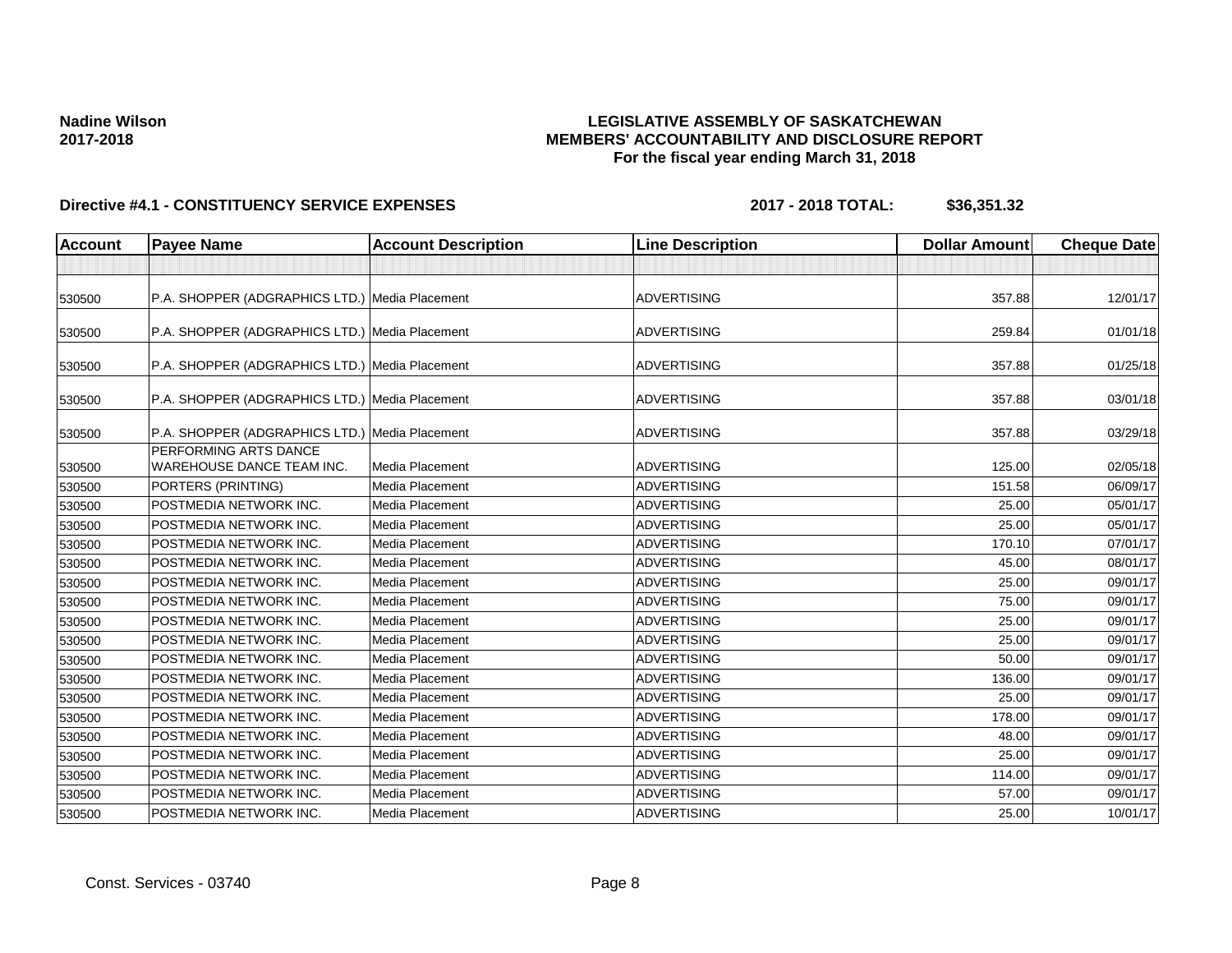**Nadine Wilson**
**2017-2018**

**LEGISLATIVE ASSEMBLY OF SASKATCHEWAN**
**MEMBERS' ACCOUNTABILITY AND DISCLOSURE REPORT**
**For the fiscal year ending March 31, 2018**

**Directive #4.1 - CONSTITUENCY SERVICE EXPENSES** **2017 - 2018 TOTAL: $36,351.32**

| Account | Payee Name | Account Description | Line Description | Dollar Amount | Cheque Date |
|---|---|---|---|---|---|
| | | | | | |
| 530500 | P.A. SHOPPER (ADGRAPHICS LTD.) | Media Placement | ADVERTISING | 357.88 | 12/01/17 |
| 530500 | P.A. SHOPPER (ADGRAPHICS LTD.) | Media Placement | ADVERTISING | 259.84 | 01/01/18 |
| 530500 | P.A. SHOPPER (ADGRAPHICS LTD.) | Media Placement | ADVERTISING | 357.88 | 01/25/18 |
| 530500 | P.A. SHOPPER (ADGRAPHICS LTD.) | Media Placement | ADVERTISING | 357.88 | 03/01/18 |
| 530500 | P.A. SHOPPER (ADGRAPHICS LTD.) | Media Placement | ADVERTISING | 357.88 | 03/29/18 |
| 530500 | PERFORMING ARTS DANCE WAREHOUSE DANCE TEAM INC. | Media Placement | ADVERTISING | 125.00 | 02/05/18 |
| 530500 | PORTERS (PRINTING) | Media Placement | ADVERTISING | 151.58 | 06/09/17 |
| 530500 | POSTMEDIA NETWORK INC. | Media Placement | ADVERTISING | 25.00 | 05/01/17 |
| 530500 | POSTMEDIA NETWORK INC. | Media Placement | ADVERTISING | 25.00 | 05/01/17 |
| 530500 | POSTMEDIA NETWORK INC. | Media Placement | ADVERTISING | 170.10 | 07/01/17 |
| 530500 | POSTMEDIA NETWORK INC. | Media Placement | ADVERTISING | 45.00 | 08/01/17 |
| 530500 | POSTMEDIA NETWORK INC. | Media Placement | ADVERTISING | 25.00 | 09/01/17 |
| 530500 | POSTMEDIA NETWORK INC. | Media Placement | ADVERTISING | 75.00 | 09/01/17 |
| 530500 | POSTMEDIA NETWORK INC. | Media Placement | ADVERTISING | 25.00 | 09/01/17 |
| 530500 | POSTMEDIA NETWORK INC. | Media Placement | ADVERTISING | 25.00 | 09/01/17 |
| 530500 | POSTMEDIA NETWORK INC. | Media Placement | ADVERTISING | 50.00 | 09/01/17 |
| 530500 | POSTMEDIA NETWORK INC. | Media Placement | ADVERTISING | 136.00 | 09/01/17 |
| 530500 | POSTMEDIA NETWORK INC. | Media Placement | ADVERTISING | 25.00 | 09/01/17 |
| 530500 | POSTMEDIA NETWORK INC. | Media Placement | ADVERTISING | 178.00 | 09/01/17 |
| 530500 | POSTMEDIA NETWORK INC. | Media Placement | ADVERTISING | 48.00 | 09/01/17 |
| 530500 | POSTMEDIA NETWORK INC. | Media Placement | ADVERTISING | 25.00 | 09/01/17 |
| 530500 | POSTMEDIA NETWORK INC. | Media Placement | ADVERTISING | 114.00 | 09/01/17 |
| 530500 | POSTMEDIA NETWORK INC. | Media Placement | ADVERTISING | 57.00 | 09/01/17 |
| 530500 | POSTMEDIA NETWORK INC. | Media Placement | ADVERTISING | 25.00 | 10/01/17 |

Const. Services - 03740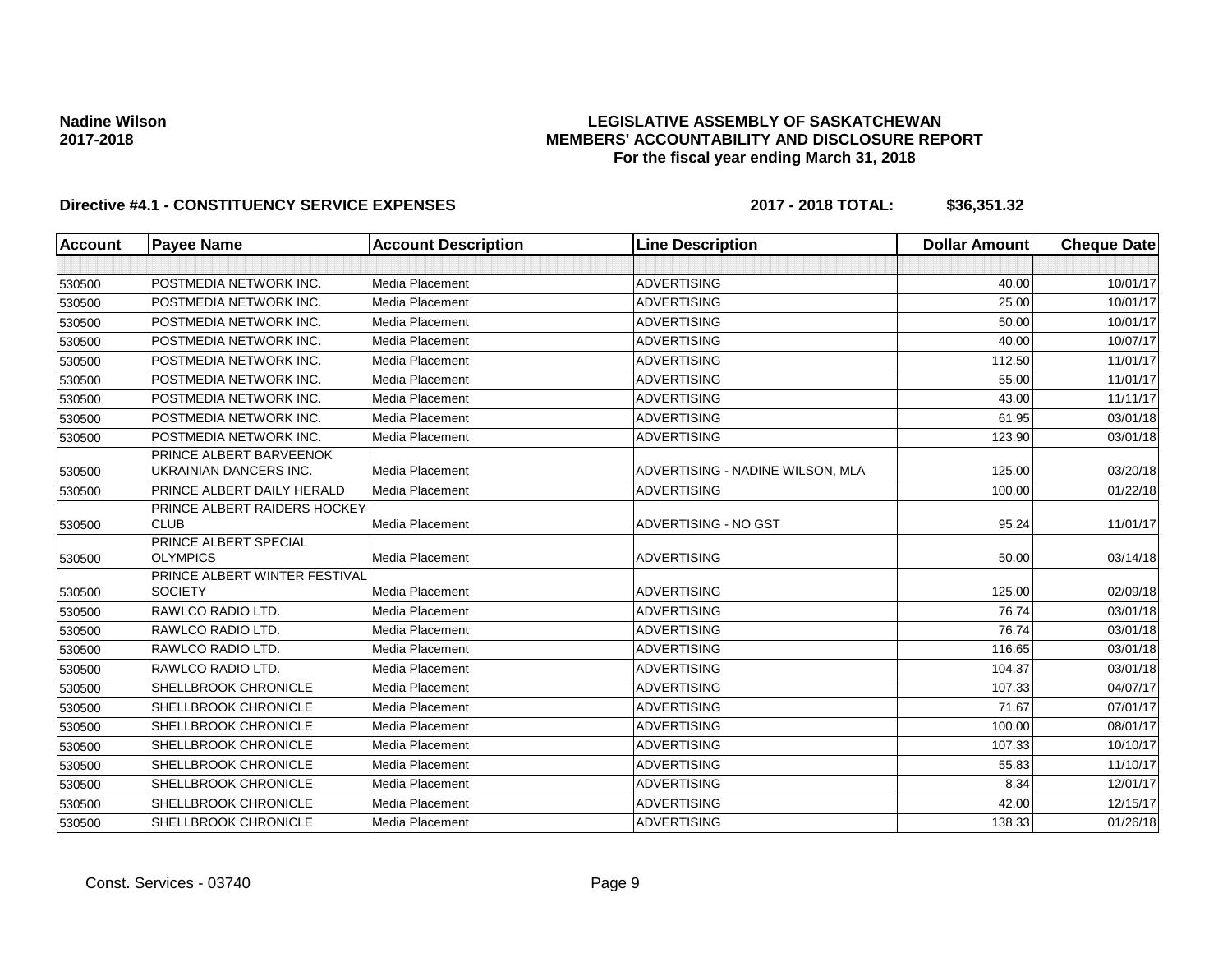**Nadine Wilson**
**2017-2018**

**LEGISLATIVE ASSEMBLY OF SASKATCHEWAN**
**MEMBERS' ACCOUNTABILITY AND DISCLOSURE REPORT**
**For the fiscal year ending March 31, 2018**

**Directive #4.1 - CONSTITUENCY SERVICE EXPENSES** **2017 - 2018 TOTAL: $36,351.32**

| Account | Payee Name | Account Description | Line Description | Dollar Amount | Cheque Date |
|---|---|---|---|---|---|
| | | | | | |
| 530500 | POSTMEDIA NETWORK INC. | Media Placement | ADVERTISING | 40.00 | 10/01/17 |
| 530500 | POSTMEDIA NETWORK INC. | Media Placement | ADVERTISING | 25.00 | 10/01/17 |
| 530500 | POSTMEDIA NETWORK INC. | Media Placement | ADVERTISING | 50.00 | 10/01/17 |
| 530500 | POSTMEDIA NETWORK INC. | Media Placement | ADVERTISING | 40.00 | 10/07/17 |
| 530500 | POSTMEDIA NETWORK INC. | Media Placement | ADVERTISING | 112.50 | 11/01/17 |
| 530500 | POSTMEDIA NETWORK INC. | Media Placement | ADVERTISING | 55.00 | 11/01/17 |
| 530500 | POSTMEDIA NETWORK INC. | Media Placement | ADVERTISING | 43.00 | 11/11/17 |
| 530500 | POSTMEDIA NETWORK INC. | Media Placement | ADVERTISING | 61.95 | 03/01/18 |
| 530500 | POSTMEDIA NETWORK INC. | Media Placement | ADVERTISING | 123.90 | 03/01/18 |
| 530500 | PRINCE ALBERT BARVEENOK UKRAINIAN DANCERS INC. | Media Placement | ADVERTISING - NADINE WILSON, MLA | 125.00 | 03/20/18 |
| 530500 | PRINCE ALBERT DAILY HERALD | Media Placement | ADVERTISING | 100.00 | 01/22/18 |
| 530500 | PRINCE ALBERT RAIDERS HOCKEY CLUB | Media Placement | ADVERTISING - NO GST | 95.24 | 11/01/17 |
| 530500 | PRINCE ALBERT SPECIAL OLYMPICS | Media Placement | ADVERTISING | 50.00 | 03/14/18 |
| 530500 | PRINCE ALBERT WINTER FESTIVAL SOCIETY | Media Placement | ADVERTISING | 125.00 | 02/09/18 |
| 530500 | RAWLCO RADIO LTD. | Media Placement | ADVERTISING | 76.74 | 03/01/18 |
| 530500 | RAWLCO RADIO LTD. | Media Placement | ADVERTISING | 76.74 | 03/01/18 |
| 530500 | RAWLCO RADIO LTD. | Media Placement | ADVERTISING | 116.65 | 03/01/18 |
| 530500 | RAWLCO RADIO LTD. | Media Placement | ADVERTISING | 104.37 | 03/01/18 |
| 530500 | SHELLBROOK CHRONICLE | Media Placement | ADVERTISING | 107.33 | 04/07/17 |
| 530500 | SHELLBROOK CHRONICLE | Media Placement | ADVERTISING | 71.67 | 07/01/17 |
| 530500 | SHELLBROOK CHRONICLE | Media Placement | ADVERTISING | 100.00 | 08/01/17 |
| 530500 | SHELLBROOK CHRONICLE | Media Placement | ADVERTISING | 107.33 | 10/10/17 |
| 530500 | SHELLBROOK CHRONICLE | Media Placement | ADVERTISING | 55.83 | 11/10/17 |
| 530500 | SHELLBROOK CHRONICLE | Media Placement | ADVERTISING | 8.34 | 12/01/17 |
| 530500 | SHELLBROOK CHRONICLE | Media Placement | ADVERTISING | 42.00 | 12/15/17 |
| 530500 | SHELLBROOK CHRONICLE | Media Placement | ADVERTISING | 138.33 | 01/26/18 |

Const. Services - 03740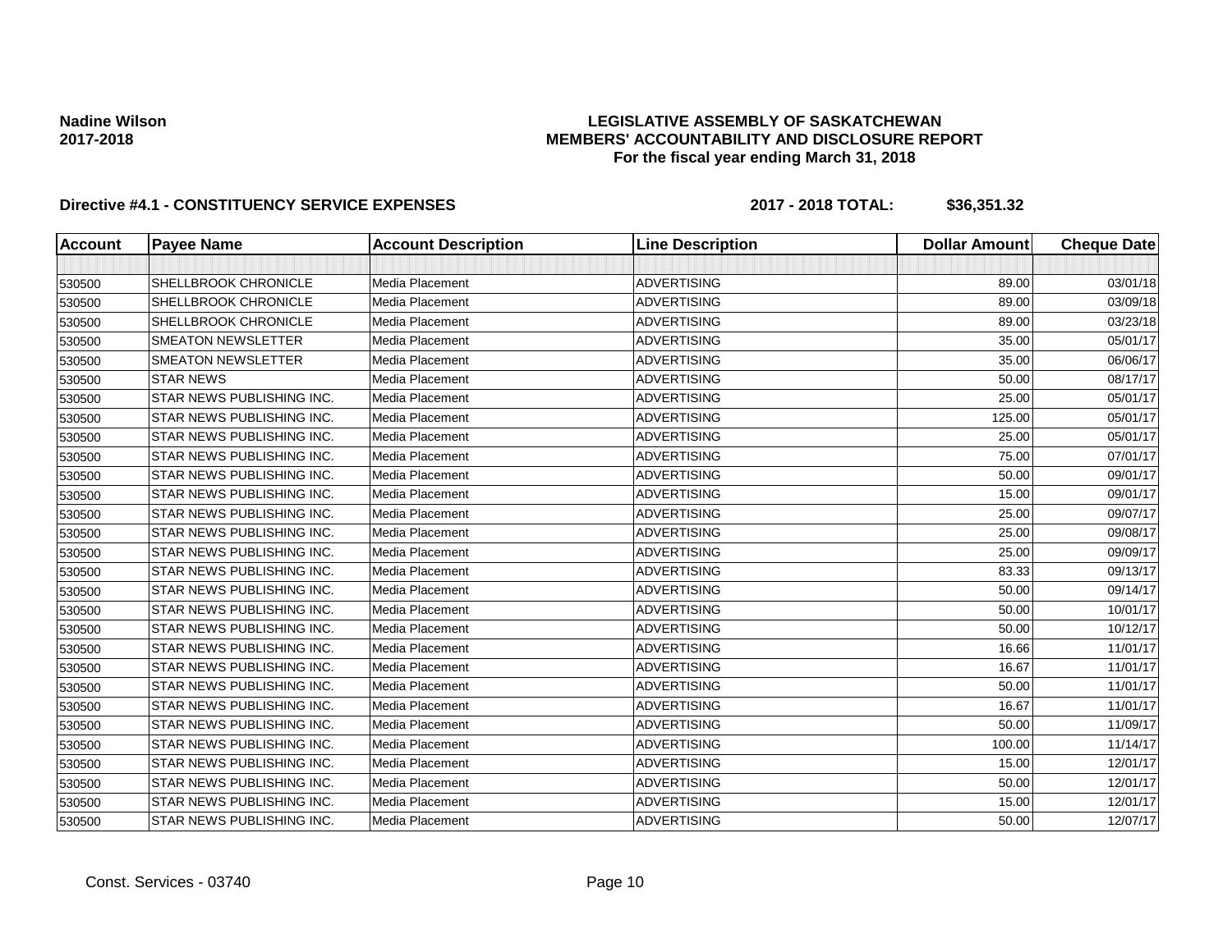**Nadine Wilson**
**2017-2018**

**LEGISLATIVE ASSEMBLY OF SASKATCHEWAN**
**MEMBERS' ACCOUNTABILITY AND DISCLOSURE REPORT**
**For the fiscal year ending March 31, 2018**

**Directive #4.1 - CONSTITUENCY SERVICE EXPENSES** **2017 - 2018 TOTAL: $36,351.32**

| Account | Payee Name | Account Description | Line Description | Dollar Amount | Cheque Date |
|---|---|---|---|---|---|
| | | | | | |
| 530500 | SHELLBROOK CHRONICLE | Media Placement | ADVERTISING | 89.00 | 03/01/18 |
| 530500 | SHELLBROOK CHRONICLE | Media Placement | ADVERTISING | 89.00 | 03/09/18 |
| 530500 | SHELLBROOK CHRONICLE | Media Placement | ADVERTISING | 89.00 | 03/23/18 |
| 530500 | SMEATON NEWSLETTER | Media Placement | ADVERTISING | 35.00 | 05/01/17 |
| 530500 | SMEATON NEWSLETTER | Media Placement | ADVERTISING | 35.00 | 06/06/17 |
| 530500 | STAR NEWS | Media Placement | ADVERTISING | 50.00 | 08/17/17 |
| 530500 | STAR NEWS PUBLISHING INC. | Media Placement | ADVERTISING | 25.00 | 05/01/17 |
| 530500 | STAR NEWS PUBLISHING INC. | Media Placement | ADVERTISING | 125.00 | 05/01/17 |
| 530500 | STAR NEWS PUBLISHING INC. | Media Placement | ADVERTISING | 25.00 | 05/01/17 |
| 530500 | STAR NEWS PUBLISHING INC. | Media Placement | ADVERTISING | 75.00 | 07/01/17 |
| 530500 | STAR NEWS PUBLISHING INC. | Media Placement | ADVERTISING | 50.00 | 09/01/17 |
| 530500 | STAR NEWS PUBLISHING INC. | Media Placement | ADVERTISING | 15.00 | 09/01/17 |
| 530500 | STAR NEWS PUBLISHING INC. | Media Placement | ADVERTISING | 25.00 | 09/07/17 |
| 530500 | STAR NEWS PUBLISHING INC. | Media Placement | ADVERTISING | 25.00 | 09/08/17 |
| 530500 | STAR NEWS PUBLISHING INC. | Media Placement | ADVERTISING | 25.00 | 09/09/17 |
| 530500 | STAR NEWS PUBLISHING INC. | Media Placement | ADVERTISING | 83.33 | 09/13/17 |
| 530500 | STAR NEWS PUBLISHING INC. | Media Placement | ADVERTISING | 50.00 | 09/14/17 |
| 530500 | STAR NEWS PUBLISHING INC. | Media Placement | ADVERTISING | 50.00 | 10/01/17 |
| 530500 | STAR NEWS PUBLISHING INC. | Media Placement | ADVERTISING | 50.00 | 10/12/17 |
| 530500 | STAR NEWS PUBLISHING INC. | Media Placement | ADVERTISING | 16.66 | 11/01/17 |
| 530500 | STAR NEWS PUBLISHING INC. | Media Placement | ADVERTISING | 16.67 | 11/01/17 |
| 530500 | STAR NEWS PUBLISHING INC. | Media Placement | ADVERTISING | 50.00 | 11/01/17 |
| 530500 | STAR NEWS PUBLISHING INC. | Media Placement | ADVERTISING | 16.67 | 11/01/17 |
| 530500 | STAR NEWS PUBLISHING INC. | Media Placement | ADVERTISING | 50.00 | 11/09/17 |
| 530500 | STAR NEWS PUBLISHING INC. | Media Placement | ADVERTISING | 100.00 | 11/14/17 |
| 530500 | STAR NEWS PUBLISHING INC. | Media Placement | ADVERTISING | 15.00 | 12/01/17 |
| 530500 | STAR NEWS PUBLISHING INC. | Media Placement | ADVERTISING | 50.00 | 12/01/17 |
| 530500 | STAR NEWS PUBLISHING INC. | Media Placement | ADVERTISING | 15.00 | 12/01/17 |
| 530500 | STAR NEWS PUBLISHING INC. | Media Placement | ADVERTISING | 50.00 | 12/07/17 |

Const. Services - 03740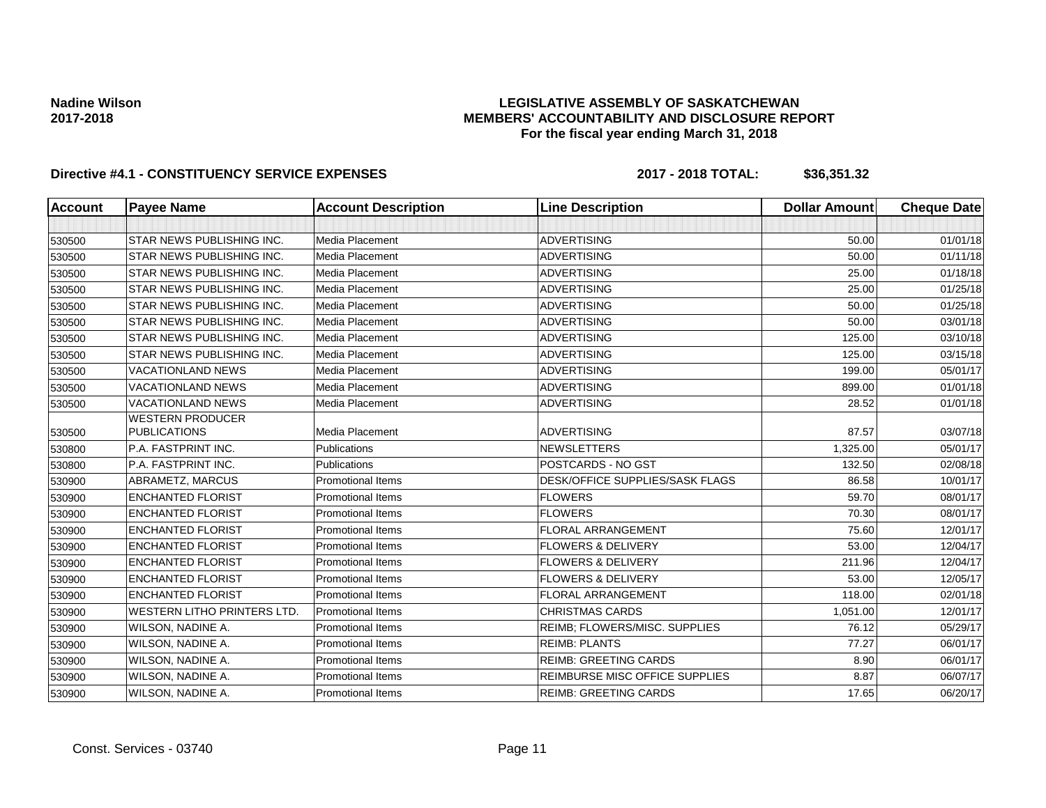**Nadine Wilson**
**2017-2018**

**LEGISLATIVE ASSEMBLY OF SASKATCHEWAN**
**MEMBERS' ACCOUNTABILITY AND DISCLOSURE REPORT**
**For the fiscal year ending March 31, 2018**

**Directive #4.1 - CONSTITUENCY SERVICE EXPENSES** **2017 - 2018 TOTAL: $36,351.32**

| Account | Payee Name | Account Description | Line Description | Dollar Amount | Cheque Date |
|---|---|---|---|---|---|
| | | | | | |
| 530500 | STAR NEWS PUBLISHING INC. | Media Placement | ADVERTISING | 50.00 | 01/01/18 |
| 530500 | STAR NEWS PUBLISHING INC. | Media Placement | ADVERTISING | 50.00 | 01/11/18 |
| 530500 | STAR NEWS PUBLISHING INC. | Media Placement | ADVERTISING | 25.00 | 01/18/18 |
| 530500 | STAR NEWS PUBLISHING INC. | Media Placement | ADVERTISING | 25.00 | 01/25/18 |
| 530500 | STAR NEWS PUBLISHING INC. | Media Placement | ADVERTISING | 50.00 | 01/25/18 |
| 530500 | STAR NEWS PUBLISHING INC. | Media Placement | ADVERTISING | 50.00 | 03/01/18 |
| 530500 | STAR NEWS PUBLISHING INC. | Media Placement | ADVERTISING | 125.00 | 03/10/18 |
| 530500 | STAR NEWS PUBLISHING INC. | Media Placement | ADVERTISING | 125.00 | 03/15/18 |
| 530500 | VACATIONLAND NEWS | Media Placement | ADVERTISING | 199.00 | 05/01/17 |
| 530500 | VACATIONLAND NEWS | Media Placement | ADVERTISING | 899.00 | 01/01/18 |
| 530500 | VACATIONLAND NEWS | Media Placement | ADVERTISING | 28.52 | 01/01/18 |
| 530500 | WESTERN PRODUCER PUBLICATIONS | Media Placement | ADVERTISING | 87.57 | 03/07/18 |
| 530800 | P.A. FASTPRINT INC. | Publications | NEWSLETTERS | 1,325.00 | 05/01/17 |
| 530800 | P.A. FASTPRINT INC. | Publications | POSTCARDS - NO GST | 132.50 | 02/08/18 |
| 530900 | ABRAMETZ, MARCUS | Promotional Items | DESK/OFFICE SUPPLIES/SASK FLAGS | 86.58 | 10/01/17 |
| 530900 | ENCHANTED FLORIST | Promotional Items | FLOWERS | 59.70 | 08/01/17 |
| 530900 | ENCHANTED FLORIST | Promotional Items | FLOWERS | 70.30 | 08/01/17 |
| 530900 | ENCHANTED FLORIST | Promotional Items | FLORAL ARRANGEMENT | 75.60 | 12/01/17 |
| 530900 | ENCHANTED FLORIST | Promotional Items | FLOWERS & DELIVERY | 53.00 | 12/04/17 |
| 530900 | ENCHANTED FLORIST | Promotional Items | FLOWERS & DELIVERY | 211.96 | 12/04/17 |
| 530900 | ENCHANTED FLORIST | Promotional Items | FLOWERS & DELIVERY | 53.00 | 12/05/17 |
| 530900 | ENCHANTED FLORIST | Promotional Items | FLORAL ARRANGEMENT | 118.00 | 02/01/18 |
| 530900 | WESTERN LITHO PRINTERS LTD. | Promotional Items | CHRISTMAS CARDS | 1,051.00 | 12/01/17 |
| 530900 | WILSON, NADINE A. | Promotional Items | REIMB; FLOWERS/MISC. SUPPLIES | 76.12 | 05/29/17 |
| 530900 | WILSON, NADINE A. | Promotional Items | REIMB: PLANTS | 77.27 | 06/01/17 |
| 530900 | WILSON, NADINE A. | Promotional Items | REIMB: GREETING CARDS | 8.90 | 06/01/17 |
| 530900 | WILSON, NADINE A. | Promotional Items | REIMBURSE MISC OFFICE SUPPLIES | 8.87 | 06/07/17 |
| 530900 | WILSON, NADINE A. | Promotional Items | REIMB: GREETING CARDS | 17.65 | 06/20/17 |

Const. Services - 03740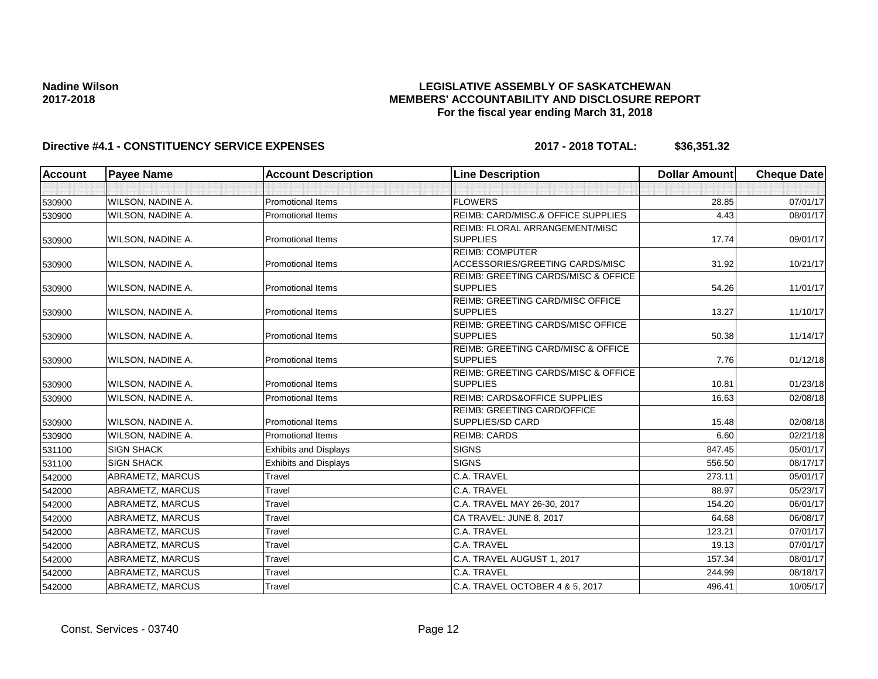**Nadine Wilson**
**2017-2018**

**LEGISLATIVE ASSEMBLY OF SASKATCHEWAN**
**MEMBERS' ACCOUNTABILITY AND DISCLOSURE REPORT**
**For the fiscal year ending March 31, 2018**

**Directive #4.1 - CONSTITUENCY SERVICE EXPENSES** **2017 - 2018 TOTAL: $36,351.32**

| Account | Payee Name | Account Description | Line Description | Dollar Amount | Cheque Date |
|---|---|---|---|---|---|
| | | | | | |
| 530900 | WILSON, NADINE A. | Promotional Items | FLOWERS | 28.85 | 07/01/17 |
| 530900 | WILSON, NADINE A. | Promotional Items | REIMB: CARD/MISC.& OFFICE SUPPLIES | 4.43 | 08/01/17 |
| 530900 | WILSON, NADINE A. | Promotional Items | REIMB: FLORAL ARRANGEMENT/MISC SUPPLIES | 17.74 | 09/01/17 |
| 530900 | WILSON, NADINE A. | Promotional Items | REIMB: COMPUTER ACCESSORIES/GREETING CARDS/MISC | 31.92 | 10/21/17 |
| 530900 | WILSON, NADINE A. | Promotional Items | REIMB: GREETING CARDS/MISC & OFFICE SUPPLIES | 54.26 | 11/01/17 |
| 530900 | WILSON, NADINE A. | Promotional Items | REIMB: GREETING CARD/MISC OFFICE SUPPLIES | 13.27 | 11/10/17 |
| 530900 | WILSON, NADINE A. | Promotional Items | REIMB: GREETING CARDS/MISC OFFICE SUPPLIES | 50.38 | 11/14/17 |
| 530900 | WILSON, NADINE A. | Promotional Items | REIMB: GREETING CARD/MISC & OFFICE SUPPLIES | 7.76 | 01/12/18 |
| 530900 | WILSON, NADINE A. | Promotional Items | REIMB: GREETING CARDS/MISC & OFFICE SUPPLIES | 10.81 | 01/23/18 |
| 530900 | WILSON, NADINE A. | Promotional Items | REIMB: CARDS&OFFICE SUPPLIES | 16.63 | 02/08/18 |
| 530900 | WILSON, NADINE A. | Promotional Items | REIMB: GREETING CARD/OFFICE SUPPLIES/SD CARD | 15.48 | 02/08/18 |
| 530900 | WILSON, NADINE A. | Promotional Items | REIMB: CARDS | 6.60 | 02/21/18 |
| 531100 | SIGN SHACK | Exhibits and Displays | SIGNS | 847.45 | 05/01/17 |
| 531100 | SIGN SHACK | Exhibits and Displays | SIGNS | 556.50 | 08/17/17 |
| 542000 | ABRAMETZ, MARCUS | Travel | C.A. TRAVEL | 273.11 | 05/01/17 |
| 542000 | ABRAMETZ, MARCUS | Travel | C.A. TRAVEL | 88.97 | 05/23/17 |
| 542000 | ABRAMETZ, MARCUS | Travel | C.A. TRAVEL MAY 26-30, 2017 | 154.20 | 06/01/17 |
| 542000 | ABRAMETZ, MARCUS | Travel | CA TRAVEL: JUNE 8, 2017 | 64.68 | 06/08/17 |
| 542000 | ABRAMETZ, MARCUS | Travel | C.A. TRAVEL | 123.21 | 07/01/17 |
| 542000 | ABRAMETZ, MARCUS | Travel | C.A. TRAVEL | 19.13 | 07/01/17 |
| 542000 | ABRAMETZ, MARCUS | Travel | C.A. TRAVEL AUGUST 1, 2017 | 157.34 | 08/01/17 |
| 542000 | ABRAMETZ, MARCUS | Travel | C.A. TRAVEL | 244.99 | 08/18/17 |
| 542000 | ABRAMETZ, MARCUS | Travel | C.A. TRAVEL OCTOBER 4 & 5, 2017 | 496.41 | 10/05/17 |

Const. Services - 03740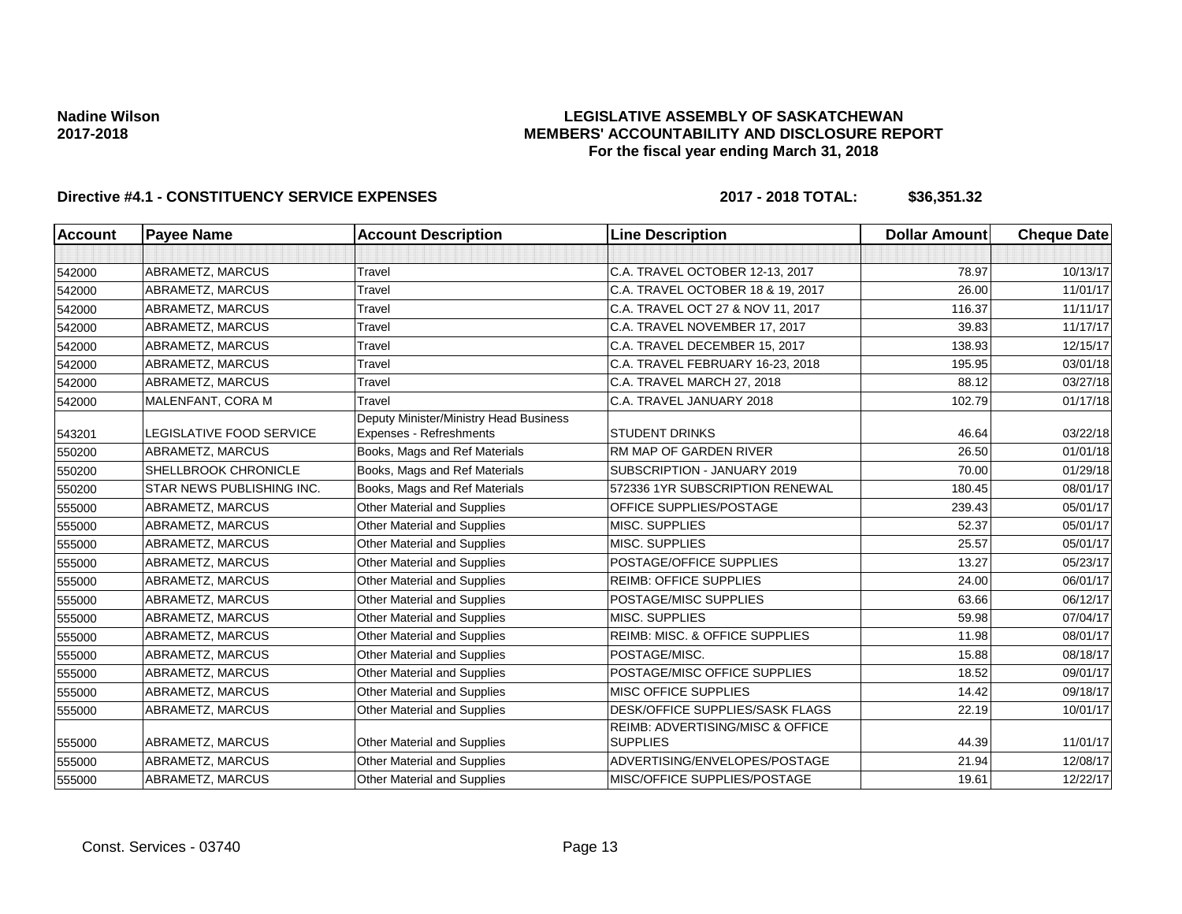**Nadine Wilson**
**2017-2018**

**LEGISLATIVE ASSEMBLY OF SASKATCHEWAN**
**MEMBERS' ACCOUNTABILITY AND DISCLOSURE REPORT**
**For the fiscal year ending March 31, 2018**

**Directive #4.1 - CONSTITUENCY SERVICE EXPENSES** **2017 - 2018 TOTAL: $36,351.32**

| Account | Payee Name | Account Description | Line Description | Dollar Amount | Cheque Date |
|---|---|---|---|---|---|
| | | | | | |
| 542000 | ABRAMETZ, MARCUS | Travel | C.A. TRAVEL OCTOBER 12-13, 2017 | 78.97 | 10/13/17 |
| 542000 | ABRAMETZ, MARCUS | Travel | C.A. TRAVEL OCTOBER 18 & 19, 2017 | 26.00 | 11/01/17 |
| 542000 | ABRAMETZ, MARCUS | Travel | C.A. TRAVEL OCT 27 & NOV 11, 2017 | 116.37 | 11/11/17 |
| 542000 | ABRAMETZ, MARCUS | Travel | C.A. TRAVEL NOVEMBER 17, 2017 | 39.83 | 11/17/17 |
| 542000 | ABRAMETZ, MARCUS | Travel | C.A. TRAVEL DECEMBER 15, 2017 | 138.93 | 12/15/17 |
| 542000 | ABRAMETZ, MARCUS | Travel | C.A. TRAVEL FEBRUARY 16-23, 2018 | 195.95 | 03/01/18 |
| 542000 | ABRAMETZ, MARCUS | Travel | C.A. TRAVEL MARCH 27, 2018 | 88.12 | 03/27/18 |
| 542000 | MALENFANT, CORA M | Travel | C.A. TRAVEL JANUARY 2018 | 102.79 | 01/17/18 |
| 543201 | LEGISLATIVE FOOD SERVICE | Deputy Minister/Ministry Head Business Expenses - Refreshments | STUDENT DRINKS | 46.64 | 03/22/18 |
| 550200 | ABRAMETZ, MARCUS | Books, Mags and Ref Materials | RM MAP OF GARDEN RIVER | 26.50 | 01/01/18 |
| 550200 | SHELLBROOK CHRONICLE | Books, Mags and Ref Materials | SUBSCRIPTION - JANUARY 2019 | 70.00 | 01/29/18 |
| 550200 | STAR NEWS PUBLISHING INC. | Books, Mags and Ref Materials | 572336 1YR SUBSCRIPTION RENEWAL | 180.45 | 08/01/17 |
| 555000 | ABRAMETZ, MARCUS | Other Material and Supplies | OFFICE SUPPLIES/POSTAGE | 239.43 | 05/01/17 |
| 555000 | ABRAMETZ, MARCUS | Other Material and Supplies | MISC. SUPPLIES | 52.37 | 05/01/17 |
| 555000 | ABRAMETZ, MARCUS | Other Material and Supplies | MISC. SUPPLIES | 25.57 | 05/01/17 |
| 555000 | ABRAMETZ, MARCUS | Other Material and Supplies | POSTAGE/OFFICE SUPPLIES | 13.27 | 05/23/17 |
| 555000 | ABRAMETZ, MARCUS | Other Material and Supplies | REIMB: OFFICE SUPPLIES | 24.00 | 06/01/17 |
| 555000 | ABRAMETZ, MARCUS | Other Material and Supplies | POSTAGE/MISC SUPPLIES | 63.66 | 06/12/17 |
| 555000 | ABRAMETZ, MARCUS | Other Material and Supplies | MISC. SUPPLIES | 59.98 | 07/04/17 |
| 555000 | ABRAMETZ, MARCUS | Other Material and Supplies | REIMB: MISC. & OFFICE SUPPLIES | 11.98 | 08/01/17 |
| 555000 | ABRAMETZ, MARCUS | Other Material and Supplies | POSTAGE/MISC. | 15.88 | 08/18/17 |
| 555000 | ABRAMETZ, MARCUS | Other Material and Supplies | POSTAGE/MISC OFFICE SUPPLIES | 18.52 | 09/01/17 |
| 555000 | ABRAMETZ, MARCUS | Other Material and Supplies | MISC OFFICE SUPPLIES | 14.42 | 09/18/17 |
| 555000 | ABRAMETZ, MARCUS | Other Material and Supplies | DESK/OFFICE SUPPLIES/SASK FLAGS | 22.19 | 10/01/17 |
| 555000 | ABRAMETZ, MARCUS | Other Material and Supplies | REIMB: ADVERTISING/MISC & OFFICE SUPPLIES | 44.39 | 11/01/17 |
| 555000 | ABRAMETZ, MARCUS | Other Material and Supplies | ADVERTISING/ENVELOPES/POSTAGE | 21.94 | 12/08/17 |
| 555000 | ABRAMETZ, MARCUS | Other Material and Supplies | MISC/OFFICE SUPPLIES/POSTAGE | 19.61 | 12/22/17 |

Const. Services - 03740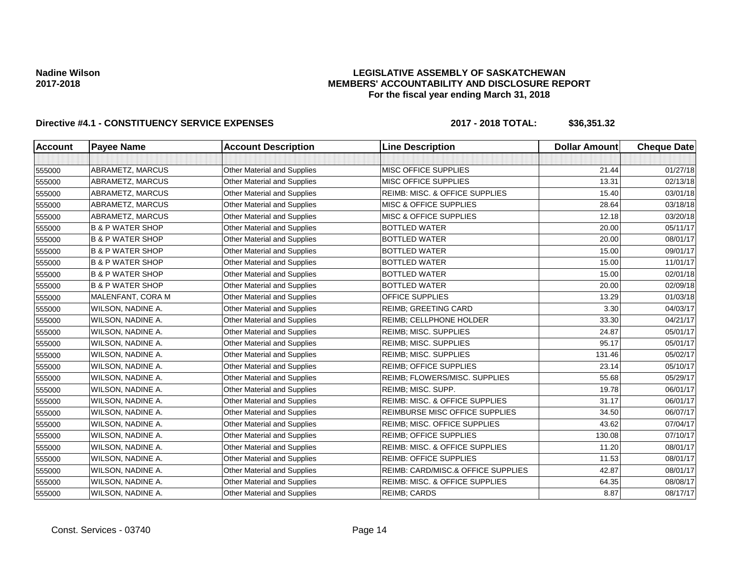**Nadine Wilson**
**2017-2018**

**LEGISLATIVE ASSEMBLY OF SASKATCHEWAN**
**MEMBERS' ACCOUNTABILITY AND DISCLOSURE REPORT**
**For the fiscal year ending March 31, 2018**

**Directive #4.1 - CONSTITUENCY SERVICE EXPENSES** **2017 - 2018 TOTAL: $36,351.32**

| Account | Payee Name | Account Description | Line Description | Dollar Amount | Cheque Date |
|---|---|---|---|---|---|
| | | | | | |
| 555000 | ABRAMETZ, MARCUS | Other Material and Supplies | MISC OFFICE SUPPLIES | 21.44 | 01/27/18 |
| 555000 | ABRAMETZ, MARCUS | Other Material and Supplies | MISC OFFICE SUPPLIES | 13.31 | 02/13/18 |
| 555000 | ABRAMETZ, MARCUS | Other Material and Supplies | REIMB: MISC. & OFFICE SUPPLIES | 15.40 | 03/01/18 |
| 555000 | ABRAMETZ, MARCUS | Other Material and Supplies | MISC & OFFICE SUPPLIES | 28.64 | 03/18/18 |
| 555000 | ABRAMETZ, MARCUS | Other Material and Supplies | MISC & OFFICE SUPPLIES | 12.18 | 03/20/18 |
| 555000 | B & P WATER SHOP | Other Material and Supplies | BOTTLED WATER | 20.00 | 05/11/17 |
| 555000 | B & P WATER SHOP | Other Material and Supplies | BOTTLED WATER | 20.00 | 08/01/17 |
| 555000 | B & P WATER SHOP | Other Material and Supplies | BOTTLED WATER | 15.00 | 09/01/17 |
| 555000 | B & P WATER SHOP | Other Material and Supplies | BOTTLED WATER | 15.00 | 11/01/17 |
| 555000 | B & P WATER SHOP | Other Material and Supplies | BOTTLED WATER | 15.00 | 02/01/18 |
| 555000 | B & P WATER SHOP | Other Material and Supplies | BOTTLED WATER | 20.00 | 02/09/18 |
| 555000 | MALENFANT, CORA M | Other Material and Supplies | OFFICE SUPPLIES | 13.29 | 01/03/18 |
| 555000 | WILSON, NADINE A. | Other Material and Supplies | REIMB; GREETING CARD | 3.30 | 04/03/17 |
| 555000 | WILSON, NADINE A. | Other Material and Supplies | REIMB; CELLPHONE HOLDER | 33.30 | 04/21/17 |
| 555000 | WILSON, NADINE A. | Other Material and Supplies | REIMB; MISC. SUPPLIES | 24.87 | 05/01/17 |
| 555000 | WILSON, NADINE A. | Other Material and Supplies | REIMB; MISC. SUPPLIES | 95.17 | 05/01/17 |
| 555000 | WILSON, NADINE A. | Other Material and Supplies | REIMB; MISC. SUPPLIES | 131.46 | 05/02/17 |
| 555000 | WILSON, NADINE A. | Other Material and Supplies | REIMB; OFFICE SUPPLIES | 23.14 | 05/10/17 |
| 555000 | WILSON, NADINE A. | Other Material and Supplies | REIMB; FLOWERS/MISC. SUPPLIES | 55.68 | 05/29/17 |
| 555000 | WILSON, NADINE A. | Other Material and Supplies | REIMB; MISC. SUPP. | 19.78 | 06/01/17 |
| 555000 | WILSON, NADINE A. | Other Material and Supplies | REIMB: MISC. & OFFICE SUPPLIES | 31.17 | 06/01/17 |
| 555000 | WILSON, NADINE A. | Other Material and Supplies | REIMBURSE MISC OFFICE SUPPLIES | 34.50 | 06/07/17 |
| 555000 | WILSON, NADINE A. | Other Material and Supplies | REIMB; MISC. OFFICE SUPPLIES | 43.62 | 07/04/17 |
| 555000 | WILSON, NADINE A. | Other Material and Supplies | REIMB; OFFICE SUPPLIES | 130.08 | 07/10/17 |
| 555000 | WILSON, NADINE A. | Other Material and Supplies | REIMB: MISC. & OFFICE SUPPLIES | 11.20 | 08/01/17 |
| 555000 | WILSON, NADINE A. | Other Material and Supplies | REIMB: OFFICE SUPPLIES | 11.53 | 08/01/17 |
| 555000 | WILSON, NADINE A. | Other Material and Supplies | REIMB: CARD/MISC.& OFFICE SUPPLIES | 42.87 | 08/01/17 |
| 555000 | WILSON, NADINE A. | Other Material and Supplies | REIMB: MISC. & OFFICE SUPPLIES | 64.35 | 08/08/17 |
| 555000 | WILSON, NADINE A. | Other Material and Supplies | REIMB; CARDS | 8.87 | 08/17/17 |

Const. Services - 03740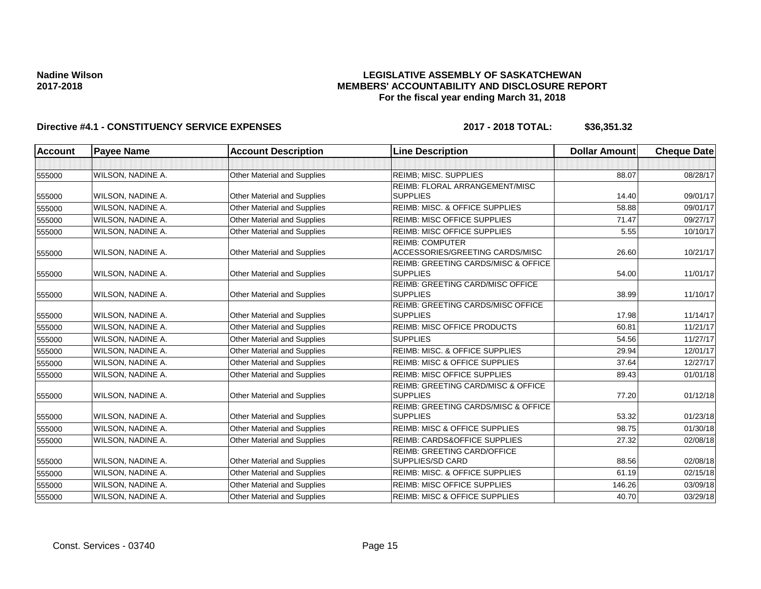**Nadine Wilson**
**2017-2018**

**LEGISLATIVE ASSEMBLY OF SASKATCHEWAN**
**MEMBERS' ACCOUNTABILITY AND DISCLOSURE REPORT**
**For the fiscal year ending March 31, 2018**

**Directive #4.1 - CONSTITUENCY SERVICE EXPENSES** **2017 - 2018 TOTAL: $36,351.32**

| Account | Payee Name | Account Description | Line Description | Dollar Amount | Cheque Date |
|---|---|---|---|---|---|
| | | | | | |
| 555000 | WILSON, NADINE A. | Other Material and Supplies | REIMB; MISC. SUPPLIES | 88.07 | 08/28/17 |
| 555000 | WILSON, NADINE A. | Other Material and Supplies | REIMB: FLORAL ARRANGEMENT/MISC SUPPLIES | 14.40 | 09/01/17 |
| 555000 | WILSON, NADINE A. | Other Material and Supplies | REIMB: MISC. & OFFICE SUPPLIES | 58.88 | 09/01/17 |
| 555000 | WILSON, NADINE A. | Other Material and Supplies | REIMB: MISC OFFICE SUPPLIES | 71.47 | 09/27/17 |
| 555000 | WILSON, NADINE A. | Other Material and Supplies | REIMB: MISC OFFICE SUPPLIES | 5.55 | 10/10/17 |
| 555000 | WILSON, NADINE A. | Other Material and Supplies | REIMB: COMPUTER ACCESSORIES/GREETING CARDS/MISC | 26.60 | 10/21/17 |
| 555000 | WILSON, NADINE A. | Other Material and Supplies | REIMB: GREETING CARDS/MISC & OFFICE SUPPLIES | 54.00 | 11/01/17 |
| 555000 | WILSON, NADINE A. | Other Material and Supplies | REIMB: GREETING CARD/MISC OFFICE SUPPLIES | 38.99 | 11/10/17 |
| 555000 | WILSON, NADINE A. | Other Material and Supplies | REIMB: GREETING CARDS/MISC OFFICE SUPPLIES | 17.98 | 11/14/17 |
| 555000 | WILSON, NADINE A. | Other Material and Supplies | REIMB: MISC OFFICE PRODUCTS | 60.81 | 11/21/17 |
| 555000 | WILSON, NADINE A. | Other Material and Supplies | SUPPLIES | 54.56 | 11/27/17 |
| 555000 | WILSON, NADINE A. | Other Material and Supplies | REIMB: MISC. & OFFICE SUPPLIES | 29.94 | 12/01/17 |
| 555000 | WILSON, NADINE A. | Other Material and Supplies | REIMB: MISC & OFFICE SUPPLIES | 37.64 | 12/27/17 |
| 555000 | WILSON, NADINE A. | Other Material and Supplies | REIMB: MISC OFFICE SUPPLIES | 89.43 | 01/01/18 |
| 555000 | WILSON, NADINE A. | Other Material and Supplies | REIMB: GREETING CARD/MISC & OFFICE SUPPLIES | 77.20 | 01/12/18 |
| 555000 | WILSON, NADINE A. | Other Material and Supplies | REIMB: GREETING CARDS/MISC & OFFICE SUPPLIES | 53.32 | 01/23/18 |
| 555000 | WILSON, NADINE A. | Other Material and Supplies | REIMB: MISC & OFFICE SUPPLIES | 98.75 | 01/30/18 |
| 555000 | WILSON, NADINE A. | Other Material and Supplies | REIMB: CARDS&OFFICE SUPPLIES | 27.32 | 02/08/18 |
| 555000 | WILSON, NADINE A. | Other Material and Supplies | REIMB: GREETING CARD/OFFICE SUPPLIES/SD CARD | 88.56 | 02/08/18 |
| 555000 | WILSON, NADINE A. | Other Material and Supplies | REIMB: MISC. & OFFICE SUPPLIES | 61.19 | 02/15/18 |
| 555000 | WILSON, NADINE A. | Other Material and Supplies | REIMB: MISC OFFICE SUPPLIES | 146.26 | 03/09/18 |
| 555000 | WILSON, NADINE A. | Other Material and Supplies | REIMB: MISC & OFFICE SUPPLIES | 40.70 | 03/29/18 |

Const. Services - 03740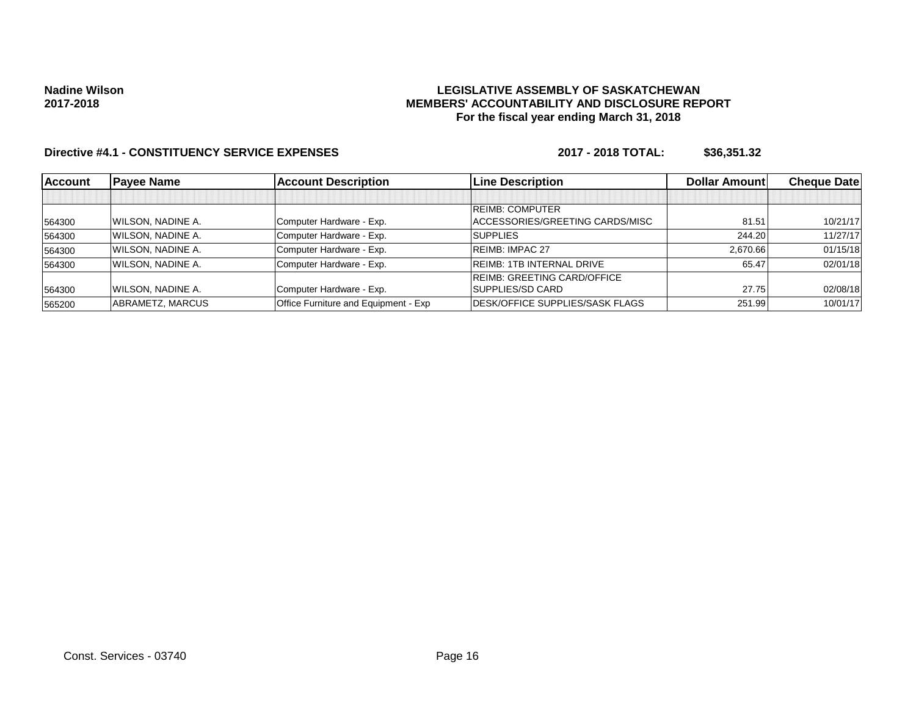**Nadine Wilson**
**2017-2018**

**LEGISLATIVE ASSEMBLY OF SASKATCHEWAN**
**MEMBERS' ACCOUNTABILITY AND DISCLOSURE REPORT**
**For the fiscal year ending March 31, 2018**

**Directive #4.1 - CONSTITUENCY SERVICE EXPENSES** **2017 - 2018 TOTAL: $36,351.32**

| Account | Payee Name | Account Description | Line Description | Dollar Amount | Cheque Date |
|---|---|---|---|---|---|
| | | | | | |
| 564300 | WILSON, NADINE A. | Computer Hardware - Exp. | REIMB: COMPUTER ACCESSORIES/GREETING CARDS/MISC | 81.51 | 10/21/17 |
| 564300 | WILSON, NADINE A. | Computer Hardware - Exp. | SUPPLIES | 244.20 | 11/27/17 |
| 564300 | WILSON, NADINE A. | Computer Hardware - Exp. | REIMB: IMPAC 27 | 2,670.66 | 01/15/18 |
| 564300 | WILSON, NADINE A. | Computer Hardware - Exp. | REIMB: 1TB INTERNAL DRIVE | 65.47 | 02/01/18 |
| 564300 | WILSON, NADINE A. | Computer Hardware - Exp. | REIMB: GREETING CARD/OFFICE SUPPLIES/SD CARD | 27.75 | 02/08/18 |
| 565200 | ABRAMETZ, MARCUS | Office Furniture and Equipment - Exp | DESK/OFFICE SUPPLIES/SASK FLAGS | 251.99 | 10/01/17 |

Const. Services - 03740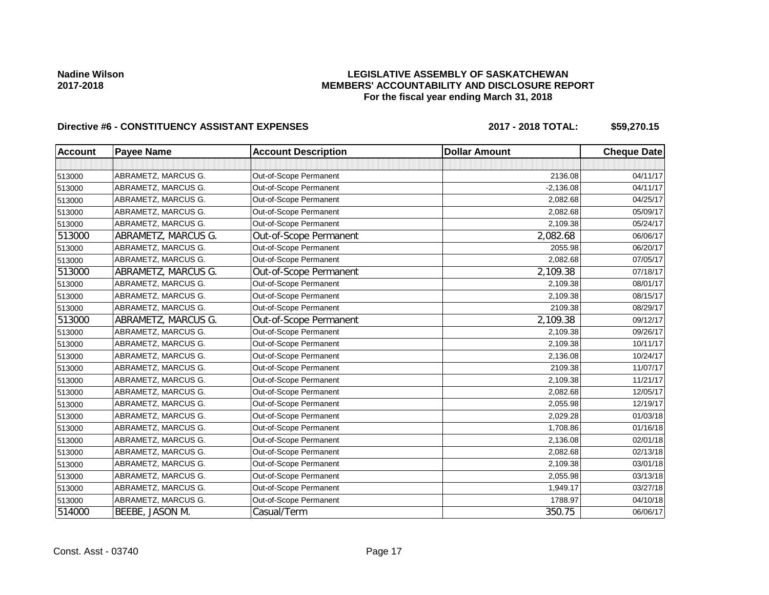Nadine Wilson
2017-2018

**LEGISLATIVE ASSEMBLY OF SASKATCHEWAN**
**MEMBERS' ACCOUNTABILITY AND DISCLOSURE REPORT**
**For the fiscal year ending March 31, 2018**

**Directive #6 - CONSTITUENCY ASSISTANT EXPENSES** **2017 - 2018 TOTAL: $59,270.15**

| Account | Payee Name | Account Description | Dollar Amount | Cheque Date |
|---|---|---|---|---|
| | | | | |
| 513000 | ABRAMETZ, MARCUS G. | Out-of-Scope Permanent | 2136.08 | 04/11/17 |
| 513000 | ABRAMETZ, MARCUS G. | Out-of-Scope Permanent | -2,136.08 | 04/11/17 |
| 513000 | ABRAMETZ, MARCUS G. | Out-of-Scope Permanent | 2,082.68 | 04/25/17 |
| 513000 | ABRAMETZ, MARCUS G. | Out-of-Scope Permanent | 2,082.68 | 05/09/17 |
| 513000 | ABRAMETZ, MARCUS G. | Out-of-Scope Permanent | 2,109.38 | 05/24/17 |
| 513000 | ABRAMETZ, MARCUS G. | Out-of-Scope Permanent | 2,082.68 | 06/06/17 |
| 513000 | ABRAMETZ, MARCUS G. | Out-of-Scope Permanent | 2055.98 | 06/20/17 |
| 513000 | ABRAMETZ, MARCUS G. | Out-of-Scope Permanent | 2,082.68 | 07/05/17 |
| 513000 | ABRAMETZ, MARCUS G. | Out-of-Scope Permanent | 2,109.38 | 07/18/17 |
| 513000 | ABRAMETZ, MARCUS G. | Out-of-Scope Permanent | 2,109.38 | 08/01/17 |
| 513000 | ABRAMETZ, MARCUS G. | Out-of-Scope Permanent | 2,109.38 | 08/15/17 |
| 513000 | ABRAMETZ, MARCUS G. | Out-of-Scope Permanent | 2109.38 | 08/29/17 |
| 513000 | ABRAMETZ, MARCUS G. | Out-of-Scope Permanent | 2,109.38 | 09/12/17 |
| 513000 | ABRAMETZ, MARCUS G. | Out-of-Scope Permanent | 2,109.38 | 09/26/17 |
| 513000 | ABRAMETZ, MARCUS G. | Out-of-Scope Permanent | 2,109.38 | 10/11/17 |
| 513000 | ABRAMETZ, MARCUS G. | Out-of-Scope Permanent | 2,136.08 | 10/24/17 |
| 513000 | ABRAMETZ, MARCUS G. | Out-of-Scope Permanent | 2109.38 | 11/07/17 |
| 513000 | ABRAMETZ, MARCUS G. | Out-of-Scope Permanent | 2,109.38 | 11/21/17 |
| 513000 | ABRAMETZ, MARCUS G. | Out-of-Scope Permanent | 2,082.68 | 12/05/17 |
| 513000 | ABRAMETZ, MARCUS G. | Out-of-Scope Permanent | 2,055.98 | 12/19/17 |
| 513000 | ABRAMETZ, MARCUS G. | Out-of-Scope Permanent | 2,029.28 | 01/03/18 |
| 513000 | ABRAMETZ, MARCUS G. | Out-of-Scope Permanent | 1,708.86 | 01/16/18 |
| 513000 | ABRAMETZ, MARCUS G. | Out-of-Scope Permanent | 2,136.08 | 02/01/18 |
| 513000 | ABRAMETZ, MARCUS G. | Out-of-Scope Permanent | 2,082.68 | 02/13/18 |
| 513000 | ABRAMETZ, MARCUS G. | Out-of-Scope Permanent | 2,109.38 | 03/01/18 |
| 513000 | ABRAMETZ, MARCUS G. | Out-of-Scope Permanent | 2,055.98 | 03/13/18 |
| 513000 | ABRAMETZ, MARCUS G. | Out-of-Scope Permanent | 1,949.17 | 03/27/18 |
| 513000 | ABRAMETZ, MARCUS G. | Out-of-Scope Permanent | 1788.97 | 04/10/18 |
| 514000 | BEEBE, JASON M. | Casual/Term | 350.75 | 06/06/17 |

Const. Asst - 03740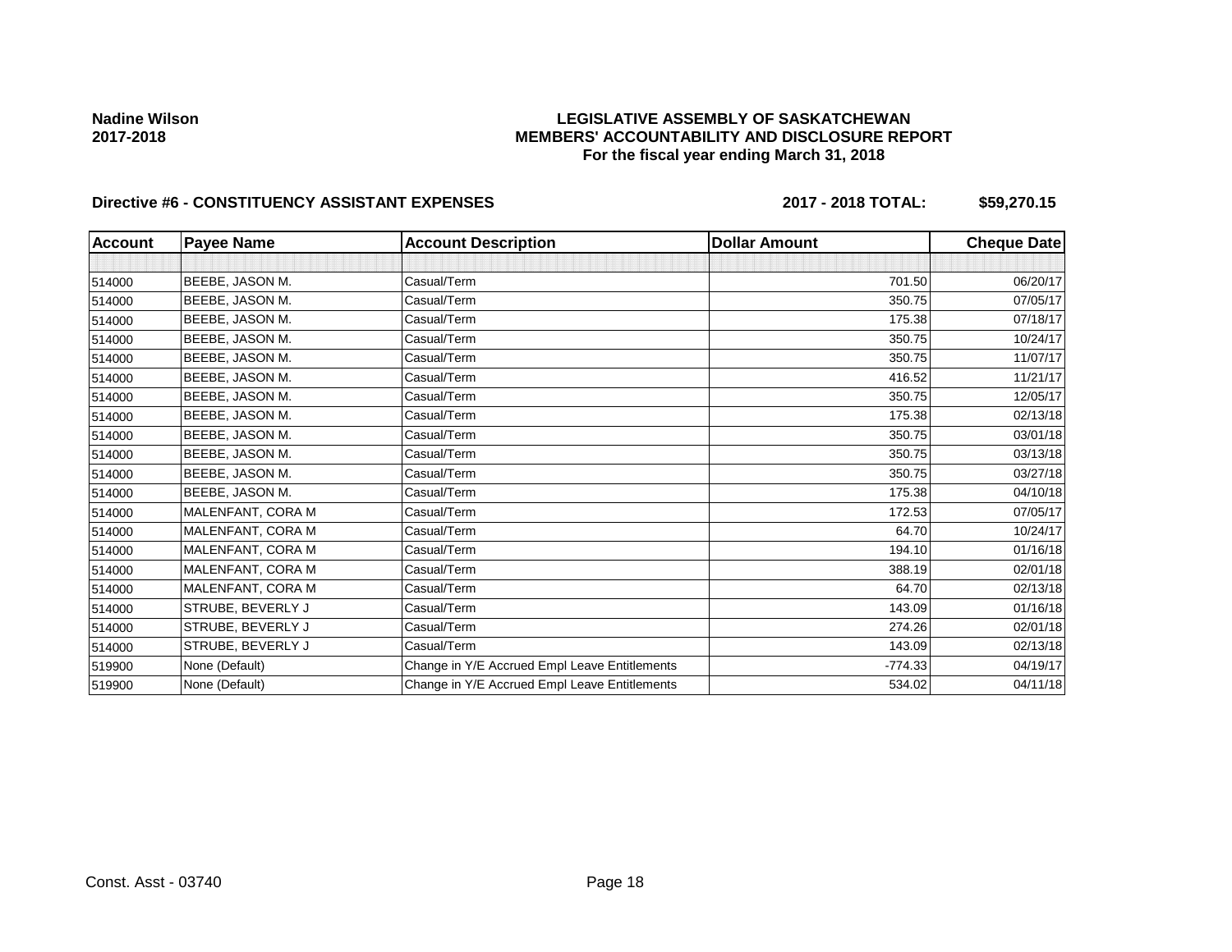**Nadine Wilson**
**2017-2018**

**LEGISLATIVE ASSEMBLY OF SASKATCHEWAN**
**MEMBERS' ACCOUNTABILITY AND DISCLOSURE REPORT**
**For the fiscal year ending March 31, 2018**

**Directive #6 - CONSTITUENCY ASSISTANT EXPENSES** **2017 - 2018 TOTAL: $59,270.15**

| Account | Payee Name | Account Description | Dollar Amount | Cheque Date |
|---|---|---|---|---|
| | | | | |
| 514000 | BEEBE, JASON M. | Casual/Term | 701.50 | 06/20/17 |
| 514000 | BEEBE, JASON M. | Casual/Term | 350.75 | 07/05/17 |
| 514000 | BEEBE, JASON M. | Casual/Term | 175.38 | 07/18/17 |
| 514000 | BEEBE, JASON M. | Casual/Term | 350.75 | 10/24/17 |
| 514000 | BEEBE, JASON M. | Casual/Term | 350.75 | 11/07/17 |
| 514000 | BEEBE, JASON M. | Casual/Term | 416.52 | 11/21/17 |
| 514000 | BEEBE, JASON M. | Casual/Term | 350.75 | 12/05/17 |
| 514000 | BEEBE, JASON M. | Casual/Term | 175.38 | 02/13/18 |
| 514000 | BEEBE, JASON M. | Casual/Term | 350.75 | 03/01/18 |
| 514000 | BEEBE, JASON M. | Casual/Term | 350.75 | 03/13/18 |
| 514000 | BEEBE, JASON M. | Casual/Term | 350.75 | 03/27/18 |
| 514000 | BEEBE, JASON M. | Casual/Term | 175.38 | 04/10/18 |
| 514000 | MALENFANT, CORA M | Casual/Term | 172.53 | 07/05/17 |
| 514000 | MALENFANT, CORA M | Casual/Term | 64.70 | 10/24/17 |
| 514000 | MALENFANT, CORA M | Casual/Term | 194.10 | 01/16/18 |
| 514000 | MALENFANT, CORA M | Casual/Term | 388.19 | 02/01/18 |
| 514000 | MALENFANT, CORA M | Casual/Term | 64.70 | 02/13/18 |
| 514000 | STRUBE, BEVERLY J | Casual/Term | 143.09 | 01/16/18 |
| 514000 | STRUBE, BEVERLY J | Casual/Term | 274.26 | 02/01/18 |
| 514000 | STRUBE, BEVERLY J | Casual/Term | 143.09 | 02/13/18 |
| 519900 | None (Default) | Change in Y/E Accrued Empl Leave Entitlements | -774.33 | 04/19/17 |
| 519900 | None (Default) | Change in Y/E Accrued Empl Leave Entitlements | 534.02 | 04/11/18 |

Const. Asst - 03740